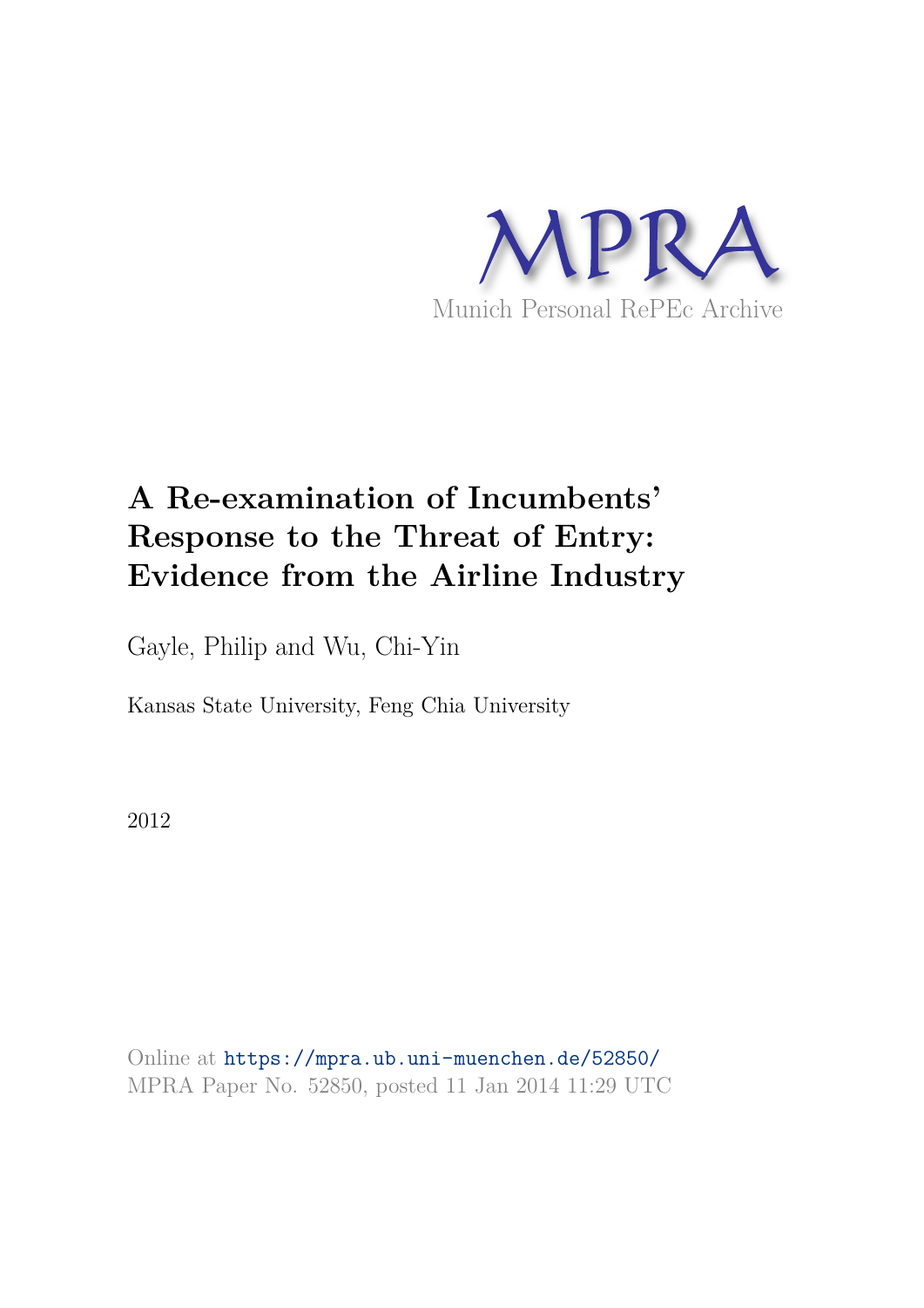MPRA

Munich Personal RePEc Archive

# A Re-examination of Incumbents' Response to the Threat of Entry: Evidence from the Airline Industry

Gayle, Philip and Wu, Chi-Yin

Kansas State University, Feng Chia University

2012

Online at https://mpra.ub.uni-muenchen.de/52850/
MPRA Paper No. 52850, posted 11 Jan 2014 11:29 UTC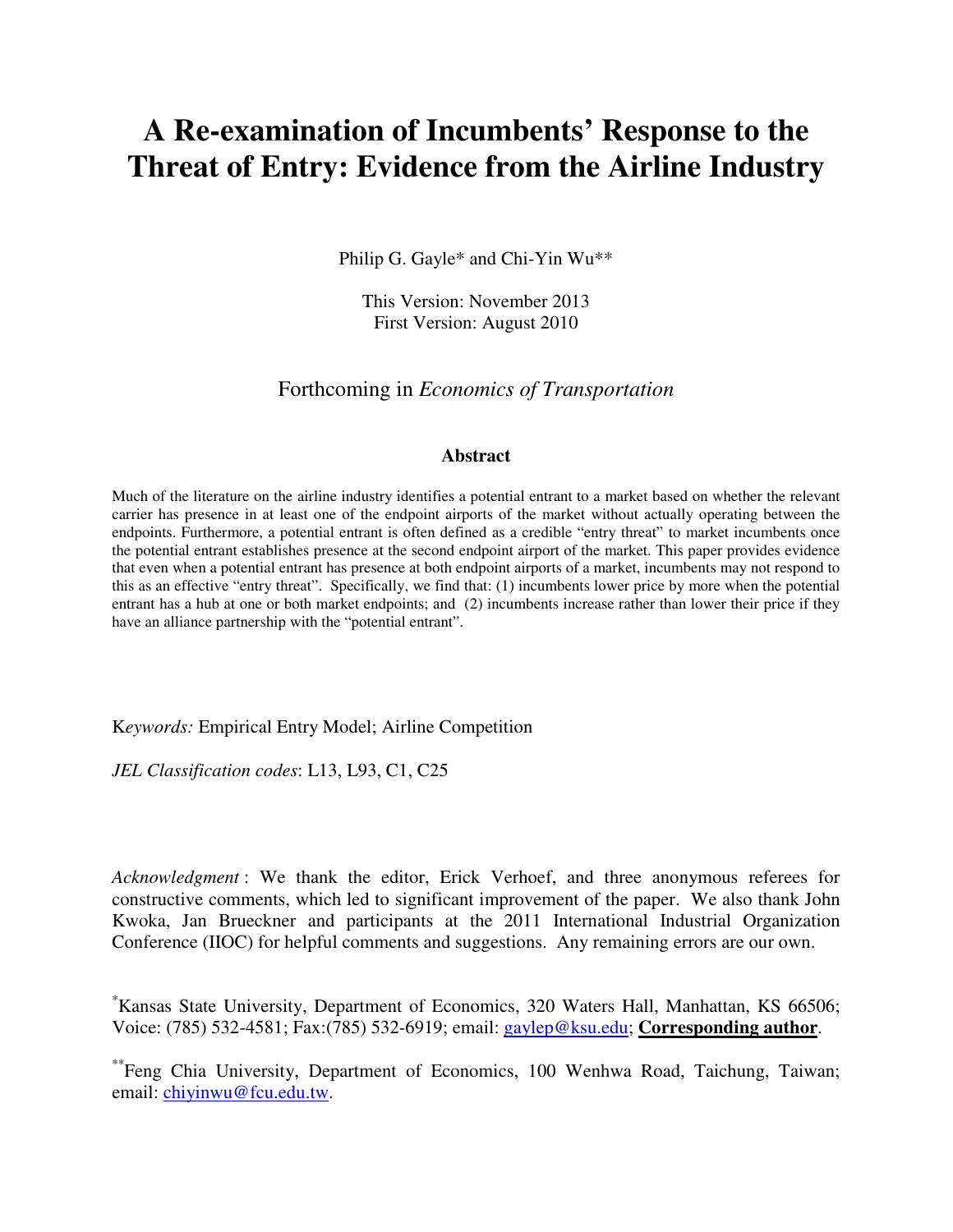# A Re-examination of Incumbents' Response to the Threat of Entry: Evidence from the Airline Industry

Philip G. Gayle* and Chi-Yin Wu**

This Version: November 2013
First Version: August 2010

Forthcoming in *Economics of Transportation*

### Abstract

Much of the literature on the airline industry identifies a potential entrant to a market based on whether the relevant carrier has presence in at least one of the endpoint airports of the market without actually operating between the endpoints. Furthermore, a potential entrant is often defined as a credible "entry threat" to market incumbents once the potential entrant establishes presence at the second endpoint airport of the market. This paper provides evidence that even when a potential entrant has presence at both endpoint airports of a market, incumbents may not respond to this as an effective "entry threat". Specifically, we find that: (1) incumbents lower price by more when the potential entrant has a hub at one or both market endpoints; and (2) incumbents increase rather than lower their price if they have an alliance partnership with the "potential entrant".

*Keywords:* Empirical Entry Model; Airline Competition

*JEL Classification codes*: L13, L93, C1, C25

*Acknowledgment* : We thank the editor, Erick Verhoef, and three anonymous referees for constructive comments, which led to significant improvement of the paper. We also thank John Kwoka, Jan Brueckner and participants at the 2011 International Industrial Organization Conference (IIOC) for helpful comments and suggestions. Any remaining errors are our own.

*Kansas State University, Department of Economics, 320 Waters Hall, Manhattan, KS 66506; Voice: (785) 532-4581; Fax:(785) 532-6919; email: gaylep@ksu.edu; **Corresponding author**.

**Feng Chia University, Department of Economics, 100 Wenhwa Road, Taichung, Taiwan; email: chiyinwu@fcu.edu.tw.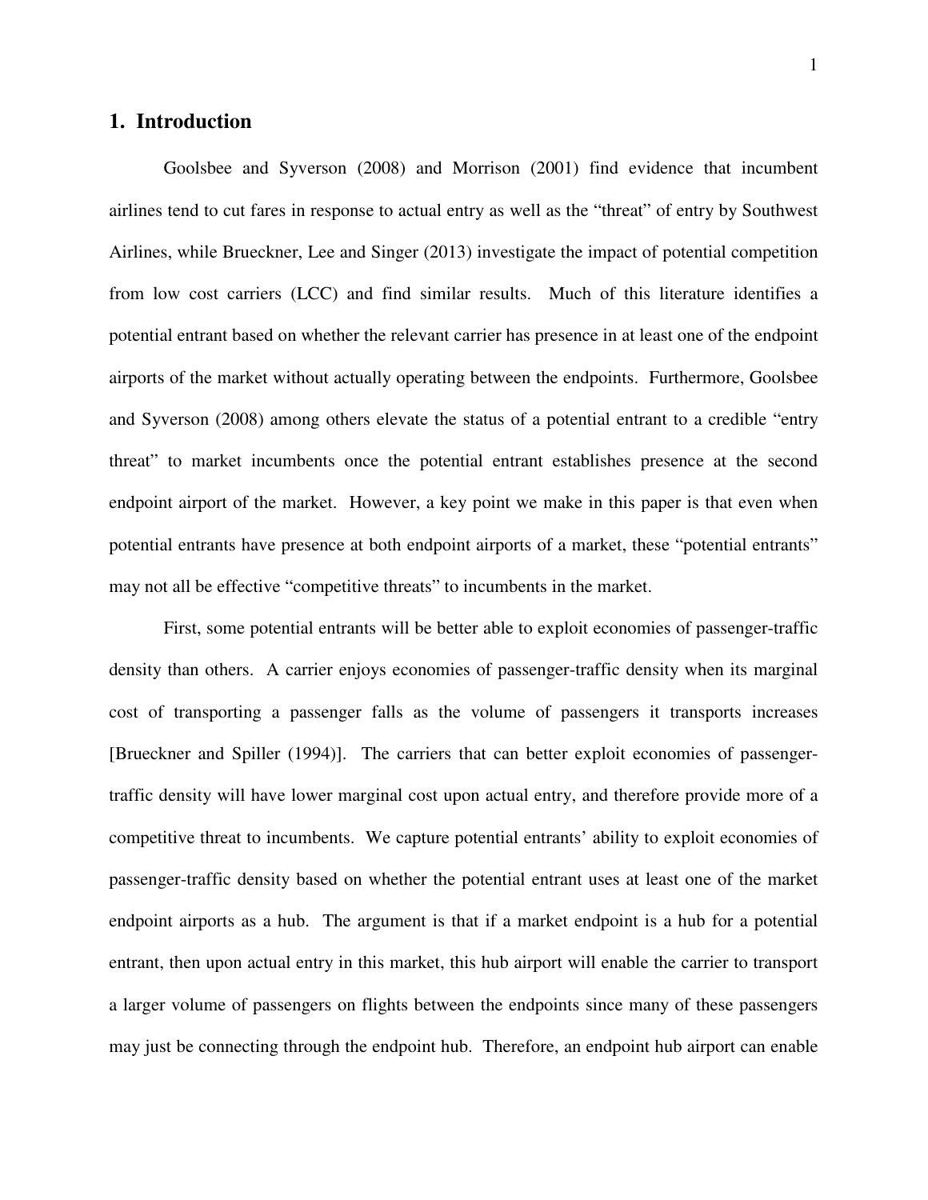## 1. Introduction

Goolsbee and Syverson (2008) and Morrison (2001) find evidence that incumbent airlines tend to cut fares in response to actual entry as well as the "threat" of entry by Southwest Airlines, while Brueckner, Lee and Singer (2013) investigate the impact of potential competition from low cost carriers (LCC) and find similar results. Much of this literature identifies a potential entrant based on whether the relevant carrier has presence in at least one of the endpoint airports of the market without actually operating between the endpoints. Furthermore, Goolsbee and Syverson (2008) among others elevate the status of a potential entrant to a credible "entry threat" to market incumbents once the potential entrant establishes presence at the second endpoint airport of the market. However, a key point we make in this paper is that even when potential entrants have presence at both endpoint airports of a market, these "potential entrants" may not all be effective "competitive threats" to incumbents in the market.

First, some potential entrants will be better able to exploit economies of passenger-traffic density than others. A carrier enjoys economies of passenger-traffic density when its marginal cost of transporting a passenger falls as the volume of passengers it transports increases [Brueckner and Spiller (1994)]. The carriers that can better exploit economies of passenger-traffic density will have lower marginal cost upon actual entry, and therefore provide more of a competitive threat to incumbents. We capture potential entrants' ability to exploit economies of passenger-traffic density based on whether the potential entrant uses at least one of the market endpoint airports as a hub. The argument is that if a market endpoint is a hub for a potential entrant, then upon actual entry in this market, this hub airport will enable the carrier to transport a larger volume of passengers on flights between the endpoints since many of these passengers may just be connecting through the endpoint hub. Therefore, an endpoint hub airport can enable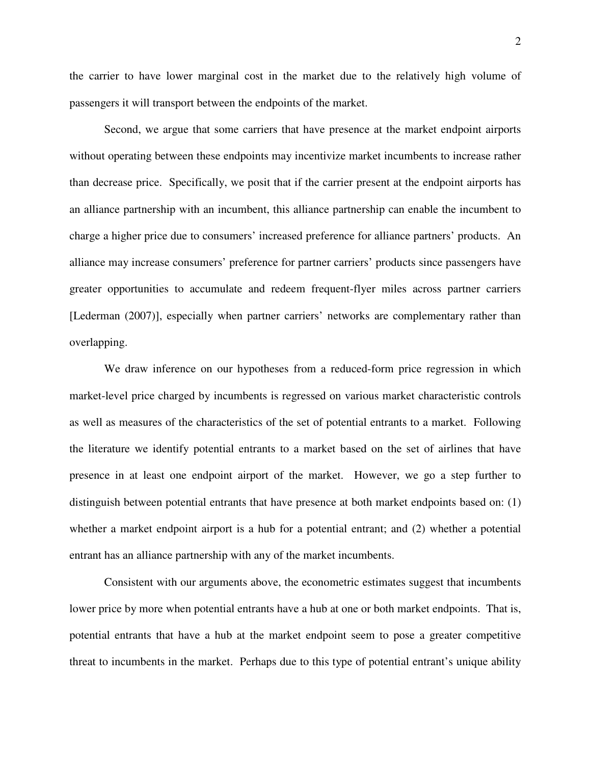the carrier to have lower marginal cost in the market due to the relatively high volume of passengers it will transport between the endpoints of the market.

Second, we argue that some carriers that have presence at the market endpoint airports without operating between these endpoints may incentivize market incumbents to increase rather than decrease price. Specifically, we posit that if the carrier present at the endpoint airports has an alliance partnership with an incumbent, this alliance partnership can enable the incumbent to charge a higher price due to consumers' increased preference for alliance partners' products. An alliance may increase consumers' preference for partner carriers' products since passengers have greater opportunities to accumulate and redeem frequent-flyer miles across partner carriers [Lederman (2007)], especially when partner carriers' networks are complementary rather than overlapping.

We draw inference on our hypotheses from a reduced-form price regression in which market-level price charged by incumbents is regressed on various market characteristic controls as well as measures of the characteristics of the set of potential entrants to a market. Following the literature we identify potential entrants to a market based on the set of airlines that have presence in at least one endpoint airport of the market. However, we go a step further to distinguish between potential entrants that have presence at both market endpoints based on: (1) whether a market endpoint airport is a hub for a potential entrant; and (2) whether a potential entrant has an alliance partnership with any of the market incumbents.

Consistent with our arguments above, the econometric estimates suggest that incumbents lower price by more when potential entrants have a hub at one or both market endpoints. That is, potential entrants that have a hub at the market endpoint seem to pose a greater competitive threat to incumbents in the market. Perhaps due to this type of potential entrant's unique ability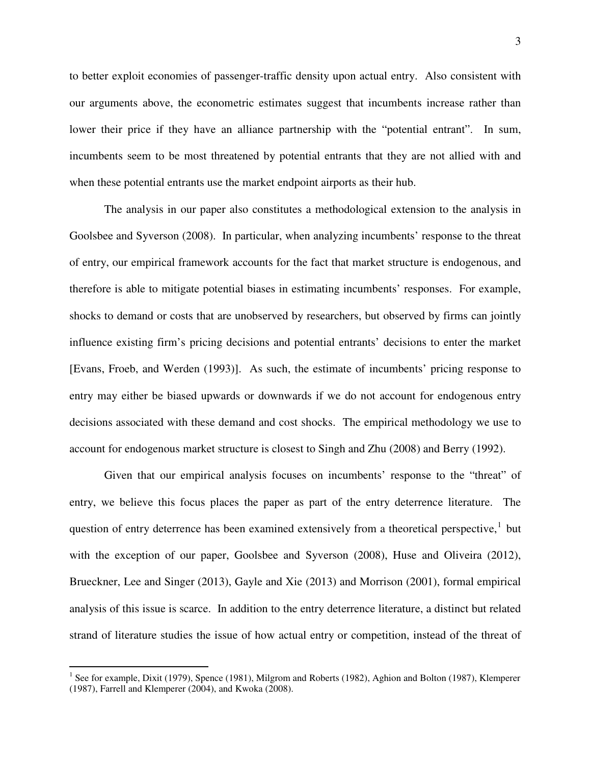to better exploit economies of passenger-traffic density upon actual entry. Also consistent with our arguments above, the econometric estimates suggest that incumbents increase rather than lower their price if they have an alliance partnership with the "potential entrant". In sum, incumbents seem to be most threatened by potential entrants that they are not allied with and when these potential entrants use the market endpoint airports as their hub.

The analysis in our paper also constitutes a methodological extension to the analysis in Goolsbee and Syverson (2008). In particular, when analyzing incumbents' response to the threat of entry, our empirical framework accounts for the fact that market structure is endogenous, and therefore is able to mitigate potential biases in estimating incumbents' responses. For example, shocks to demand or costs that are unobserved by researchers, but observed by firms can jointly influence existing firm's pricing decisions and potential entrants' decisions to enter the market [Evans, Froeb, and Werden (1993)]. As such, the estimate of incumbents' pricing response to entry may either be biased upwards or downwards if we do not account for endogenous entry decisions associated with these demand and cost shocks. The empirical methodology we use to account for endogenous market structure is closest to Singh and Zhu (2008) and Berry (1992).

Given that our empirical analysis focuses on incumbents' response to the "threat" of entry, we believe this focus places the paper as part of the entry deterrence literature. The question of entry deterrence has been examined extensively from a theoretical perspective,[1] but with the exception of our paper, Goolsbee and Syverson (2008), Huse and Oliveira (2012), Brueckner, Lee and Singer (2013), Gayle and Xie (2013) and Morrison (2001), formal empirical analysis of this issue is scarce. In addition to the entry deterrence literature, a distinct but related strand of literature studies the issue of how actual entry or competition, instead of the threat of

[1] See for example, Dixit (1979), Spence (1981), Milgrom and Roberts (1982), Aghion and Bolton (1987), Klemperer (1987), Farrell and Klemperer (2004), and Kwoka (2008).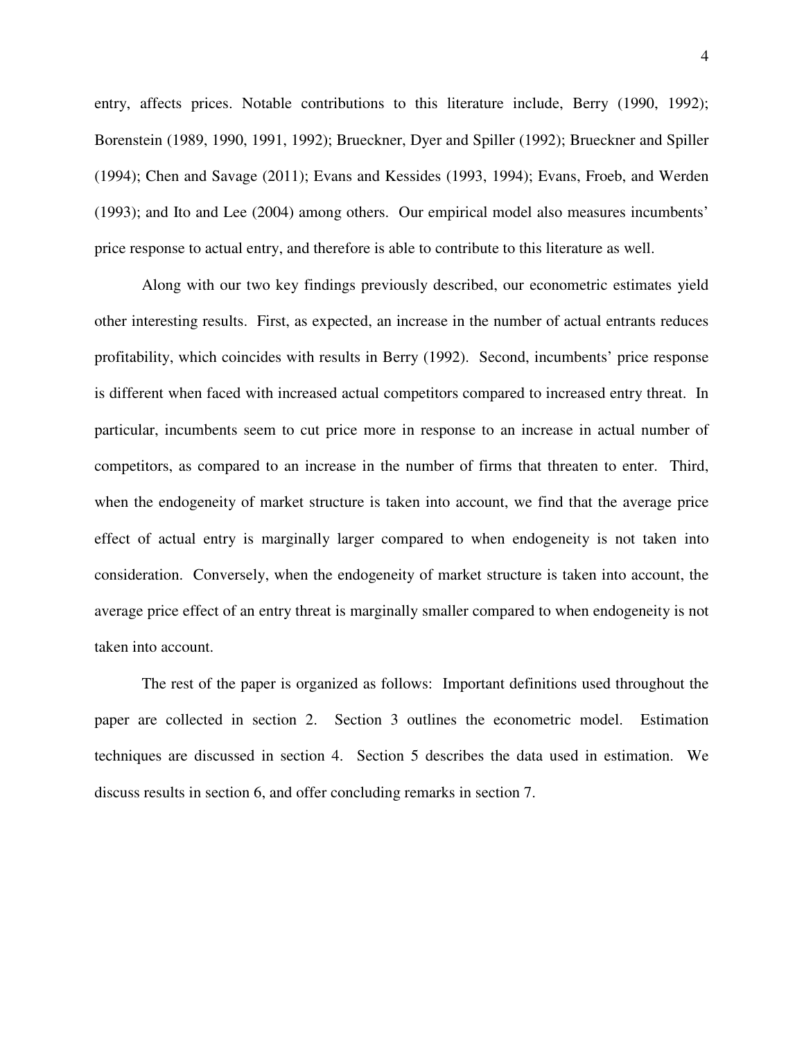entry, affects prices. Notable contributions to this literature include, Berry (1990, 1992); Borenstein (1989, 1990, 1991, 1992); Brueckner, Dyer and Spiller (1992); Brueckner and Spiller (1994); Chen and Savage (2011); Evans and Kessides (1993, 1994); Evans, Froeb, and Werden (1993); and Ito and Lee (2004) among others. Our empirical model also measures incumbents' price response to actual entry, and therefore is able to contribute to this literature as well.

Along with our two key findings previously described, our econometric estimates yield other interesting results. First, as expected, an increase in the number of actual entrants reduces profitability, which coincides with results in Berry (1992). Second, incumbents' price response is different when faced with increased actual competitors compared to increased entry threat. In particular, incumbents seem to cut price more in response to an increase in actual number of competitors, as compared to an increase in the number of firms that threaten to enter. Third, when the endogeneity of market structure is taken into account, we find that the average price effect of actual entry is marginally larger compared to when endogeneity is not taken into consideration. Conversely, when the endogeneity of market structure is taken into account, the average price effect of an entry threat is marginally smaller compared to when endogeneity is not taken into account.

The rest of the paper is organized as follows: Important definitions used throughout the paper are collected in section 2. Section 3 outlines the econometric model. Estimation techniques are discussed in section 4. Section 5 describes the data used in estimation. We discuss results in section 6, and offer concluding remarks in section 7.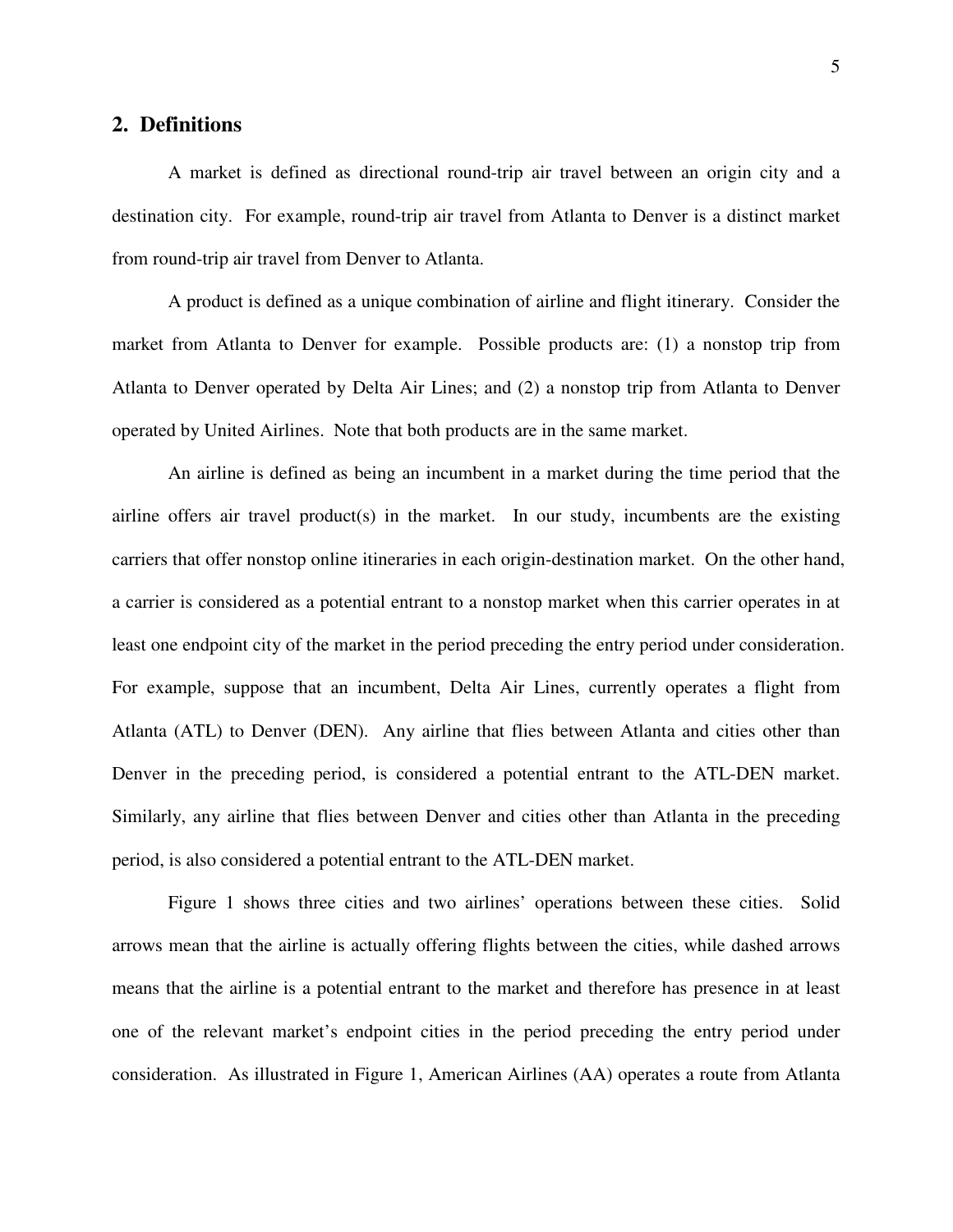## 2. Definitions

A market is defined as directional round-trip air travel between an origin city and a destination city. For example, round-trip air travel from Atlanta to Denver is a distinct market from round-trip air travel from Denver to Atlanta.

A product is defined as a unique combination of airline and flight itinerary. Consider the market from Atlanta to Denver for example. Possible products are: (1) a nonstop trip from Atlanta to Denver operated by Delta Air Lines; and (2) a nonstop trip from Atlanta to Denver operated by United Airlines. Note that both products are in the same market.

An airline is defined as being an incumbent in a market during the time period that the airline offers air travel product(s) in the market. In our study, incumbents are the existing carriers that offer nonstop online itineraries in each origin-destination market. On the other hand, a carrier is considered as a potential entrant to a nonstop market when this carrier operates in at least one endpoint city of the market in the period preceding the entry period under consideration. For example, suppose that an incumbent, Delta Air Lines, currently operates a flight from Atlanta (ATL) to Denver (DEN). Any airline that flies between Atlanta and cities other than Denver in the preceding period, is considered a potential entrant to the ATL-DEN market. Similarly, any airline that flies between Denver and cities other than Atlanta in the preceding period, is also considered a potential entrant to the ATL-DEN market.

Figure 1 shows three cities and two airlines' operations between these cities. Solid arrows mean that the airline is actually offering flights between the cities, while dashed arrows means that the airline is a potential entrant to the market and therefore has presence in at least one of the relevant market's endpoint cities in the period preceding the entry period under consideration. As illustrated in Figure 1, American Airlines (AA) operates a route from Atlanta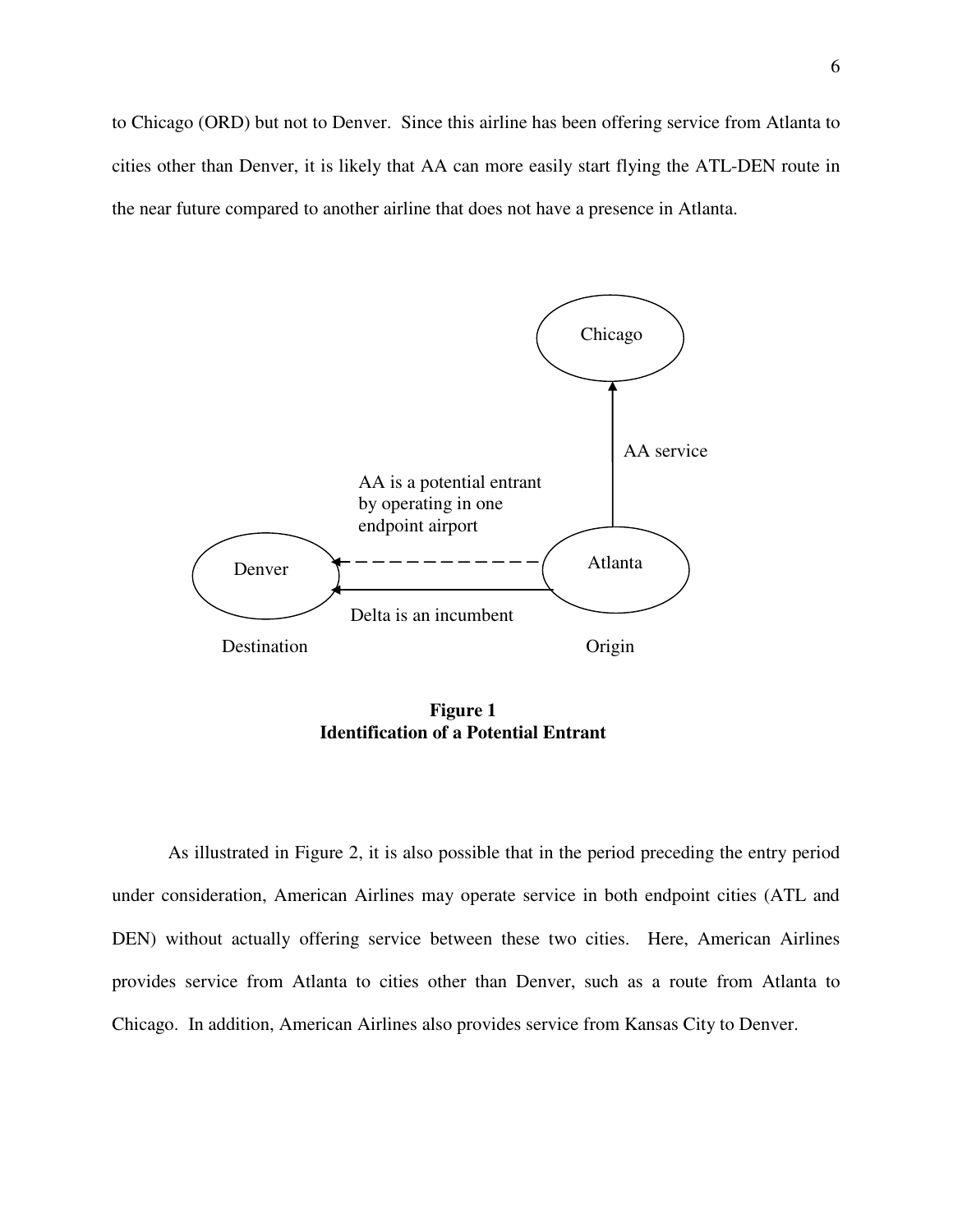to Chicago (ORD) but not to Denver. Since this airline has been offering service from Atlanta to cities other than Denver, it is likely that AA can more easily start flying the ATL-DEN route in the near future compared to another airline that does not have a presence in Atlanta.

**Figure 1**
**Identification of a Potential Entrant**

As illustrated in Figure 2, it is also possible that in the period preceding the entry period under consideration, American Airlines may operate service in both endpoint cities (ATL and DEN) without actually offering service between these two cities. Here, American Airlines provides service from Atlanta to cities other than Denver, such as a route from Atlanta to Chicago. In addition, American Airlines also provides service from Kansas City to Denver.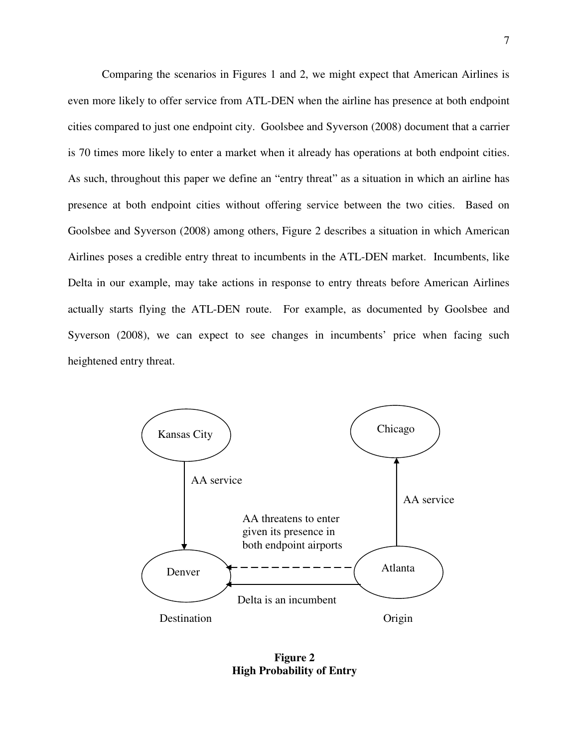Comparing the scenarios in Figures 1 and 2, we might expect that American Airlines is even more likely to offer service from ATL-DEN when the airline has presence at both endpoint cities compared to just one endpoint city. Goolsbee and Syverson (2008) document that a carrier is 70 times more likely to enter a market when it already has operations at both endpoint cities. As such, throughout this paper we define an "entry threat" as a situation in which an airline has presence at both endpoint cities without offering service between the two cities. Based on Goolsbee and Syverson (2008) among others, Figure 2 describes a situation in which American Airlines poses a credible entry threat to incumbents in the ATL-DEN market. Incumbents, like Delta in our example, may take actions in response to entry threats before American Airlines actually starts flying the ATL-DEN route. For example, as documented by Goolsbee and Syverson (2008), we can expect to see changes in incumbents' price when facing such heightened entry threat.

Kansas City

AA service

Chicago

AA service

AA threatens to enter given its presence in both endpoint airports

Denver

Atlanta

Delta is an incumbent

Destination

Origin

**Figure 2**
**High Probability of Entry**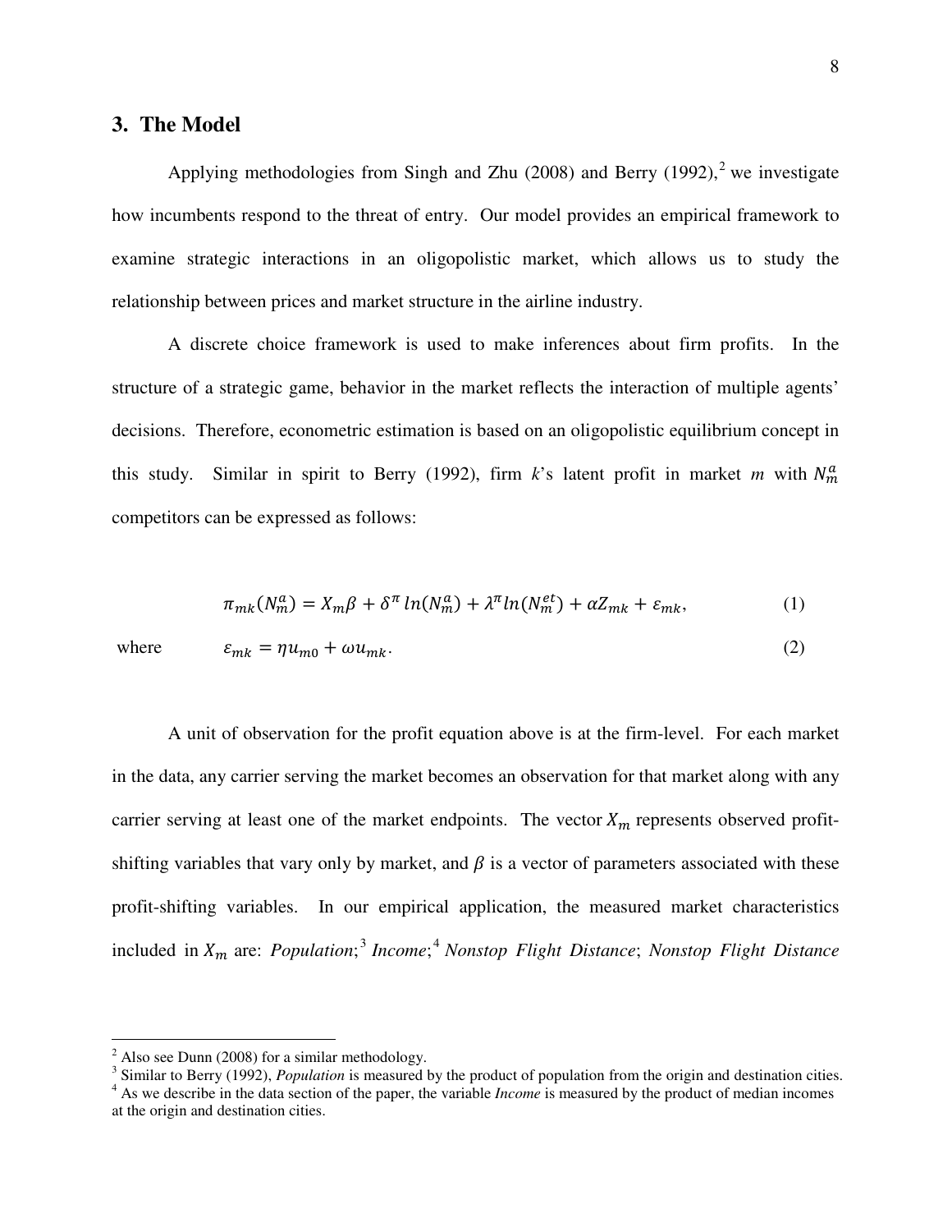## 3. The Model

Applying methodologies from Singh and Zhu (2008) and Berry (1992),[2] we investigate how incumbents respond to the threat of entry. Our model provides an empirical framework to examine strategic interactions in an oligopolistic market, which allows us to study the relationship between prices and market structure in the airline industry.

A discrete choice framework is used to make inferences about firm profits. In the structure of a strategic game, behavior in the market reflects the interaction of multiple agents' decisions. Therefore, econometric estimation is based on an oligopolistic equilibrium concept in this study. Similar in spirit to Berry (1992), firm *k*'s latent profit in market *m* with $N_m^a$ competitors can be expressed as follows:

$$\pi_{mk}(N_m^a) = X_m\beta + \delta^{\pi}\, ln(N_m^a) + \lambda^{\pi} ln(N_m^{et}) + \alpha Z_{mk} + \varepsilon_{mk}, \tag{1}$$

where
$$\varepsilon_{mk} = \eta u_{m0} + \omega u_{mk}. \tag{2}$$

A unit of observation for the profit equation above is at the firm-level. For each market in the data, any carrier serving the market becomes an observation for that market along with any carrier serving at least one of the market endpoints. The vector $X_m$ represents observed profit-shifting variables that vary only by market, and $\beta$ is a vector of parameters associated with these profit-shifting variables. In our empirical application, the measured market characteristics included in $X_m$ are: *Population*;[3] *Income*;[4] *Nonstop Flight Distance*; *Nonstop Flight Distance*

---

[2] Also see Dunn (2008) for a similar methodology.

[3] Similar to Berry (1992), *Population* is measured by the product of population from the origin and destination cities.

[4] As we describe in the data section of the paper, the variable *Income* is measured by the product of median incomes at the origin and destination cities.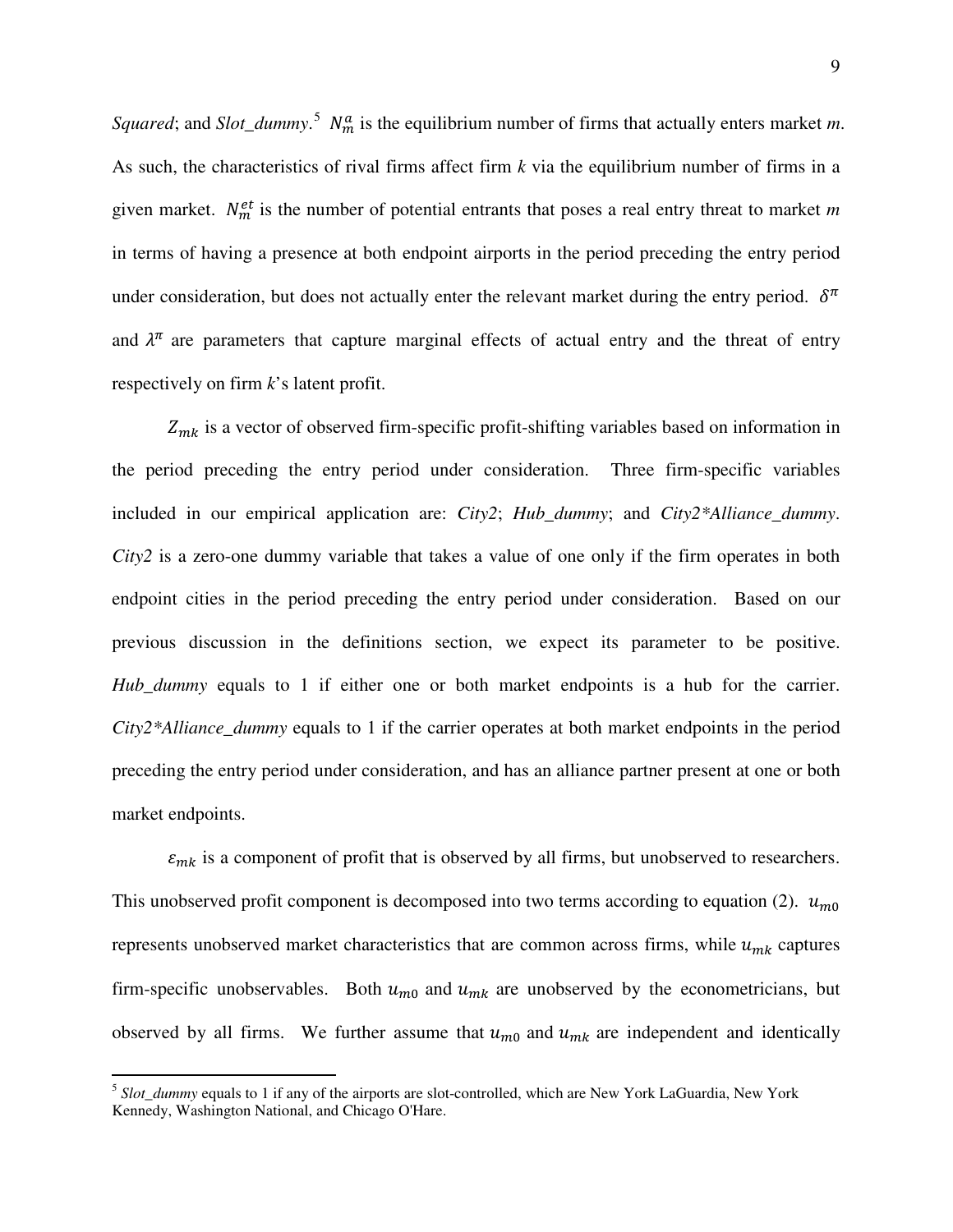*Squared*; and *Slot_dummy*.[5] $N_m^a$ is the equilibrium number of firms that actually enters market *m*. As such, the characteristics of rival firms affect firm *k* via the equilibrium number of firms in a given market. $N_m^{et}$ is the number of potential entrants that poses a real entry threat to market *m* in terms of having a presence at both endpoint airports in the period preceding the entry period under consideration, but does not actually enter the relevant market during the entry period. $\delta^\pi$ and $\lambda^\pi$ are parameters that capture marginal effects of actual entry and the threat of entry respectively on firm *k*'s latent profit.

$Z_{mk}$ is a vector of observed firm-specific profit-shifting variables based on information in the period preceding the entry period under consideration. Three firm-specific variables included in our empirical application are: *City2*; *Hub_dummy*; and *City2*Alliance_dummy*. *City2* is a zero-one dummy variable that takes a value of one only if the firm operates in both endpoint cities in the period preceding the entry period under consideration. Based on our previous discussion in the definitions section, we expect its parameter to be positive. *Hub_dummy* equals to 1 if either one or both market endpoints is a hub for the carrier. *City2*Alliance_dummy* equals to 1 if the carrier operates at both market endpoints in the period preceding the entry period under consideration, and has an alliance partner present at one or both market endpoints.

$\varepsilon_{mk}$ is a component of profit that is observed by all firms, but unobserved to researchers. This unobserved profit component is decomposed into two terms according to equation (2). $u_{m0}$ represents unobserved market characteristics that are common across firms, while $u_{mk}$ captures firm-specific unobservables. Both $u_{m0}$ and $u_{mk}$ are unobserved by the econometricians, but observed by all firms. We further assume that $u_{m0}$ and $u_{mk}$ are independent and identically

[5] *Slot_dummy* equals to 1 if any of the airports are slot-controlled, which are New York LaGuardia, New York Kennedy, Washington National, and Chicago O'Hare.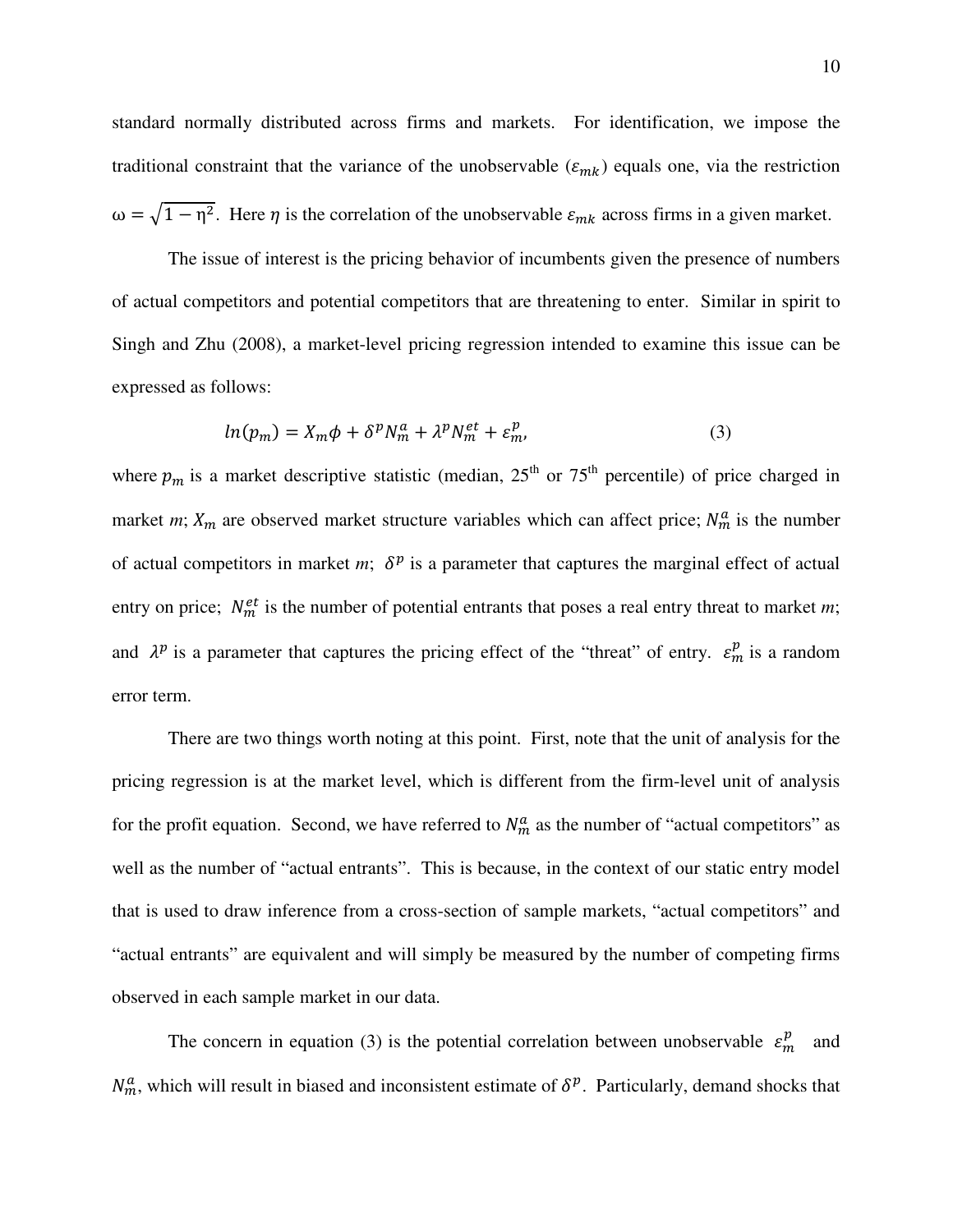standard normally distributed across firms and markets. For identification, we impose the traditional constraint that the variance of the unobservable ($\varepsilon_{mk}$) equals one, via the restriction $\omega = \sqrt{1-\eta^2}$. Here $\eta$ is the correlation of the unobservable $\varepsilon_{mk}$ across firms in a given market.

The issue of interest is the pricing behavior of incumbents given the presence of numbers of actual competitors and potential competitors that are threatening to enter. Similar in spirit to Singh and Zhu (2008), a market-level pricing regression intended to examine this issue can be expressed as follows:

$$ln(p_m) = X_m\phi + \delta^p N_m^a + \lambda^p N_m^{et} + \varepsilon_m^p, \qquad (3)$$

where $p_m$ is a market descriptive statistic (median, 25th or 75th percentile) of price charged in market *m*; $X_m$ are observed market structure variables which can affect price; $N_m^a$ is the number of actual competitors in market *m*; $\delta^p$ is a parameter that captures the marginal effect of actual entry on price; $N_m^{et}$ is the number of potential entrants that poses a real entry threat to market *m*; and $\lambda^p$ is a parameter that captures the pricing effect of the "threat" of entry. $\varepsilon_m^p$ is a random error term.

There are two things worth noting at this point. First, note that the unit of analysis for the pricing regression is at the market level, which is different from the firm-level unit of analysis for the profit equation. Second, we have referred to $N_m^a$ as the number of "actual competitors" as well as the number of "actual entrants". This is because, in the context of our static entry model that is used to draw inference from a cross-section of sample markets, "actual competitors" and "actual entrants" are equivalent and will simply be measured by the number of competing firms observed in each sample market in our data.

The concern in equation (3) is the potential correlation between unobservable $\varepsilon_m^p$ and $N_m^a$, which will result in biased and inconsistent estimate of $\delta^p$. Particularly, demand shocks that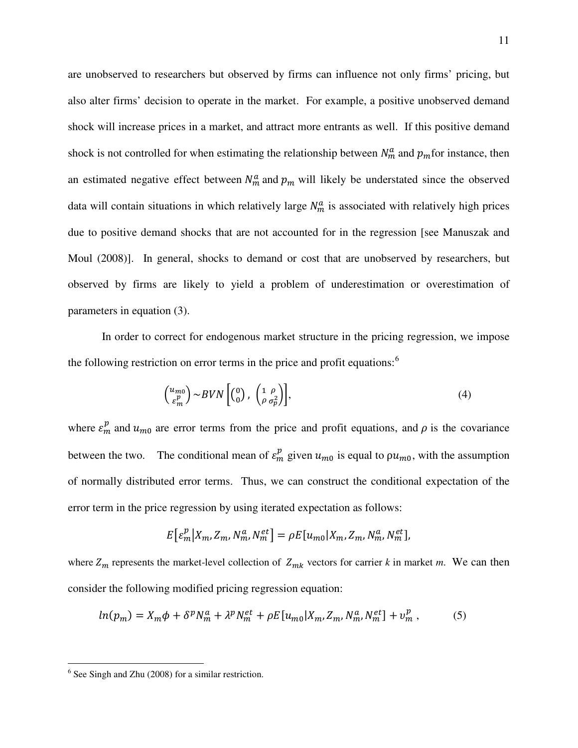are unobserved to researchers but observed by firms can influence not only firms' pricing, but also alter firms' decision to operate in the market. For example, a positive unobserved demand shock will increase prices in a market, and attract more entrants as well. If this positive demand shock is not controlled for when estimating the relationship between $N_m^a$ and $p_m$ for instance, then an estimated negative effect between $N_m^a$ and $p_m$ will likely be understated since the observed data will contain situations in which relatively large $N_m^a$ is associated with relatively high prices due to positive demand shocks that are not accounted for in the regression [see Manuszak and Moul (2008)]. In general, shocks to demand or cost that are unobserved by researchers, but observed by firms are likely to yield a problem of underestimation or overestimation of parameters in equation (3).

In order to correct for endogenous market structure in the pricing regression, we impose the following restriction on error terms in the price and profit equations:[6]

$$\begin{pmatrix} u_{m0} \\ \varepsilon_m^p \end{pmatrix} \sim BVN\left[\begin{pmatrix} 0 \\ 0 \end{pmatrix}, \begin{pmatrix} 1 & \rho \\ \rho & \sigma_p^2 \end{pmatrix}\right], \tag{4}$$

where $\varepsilon_m^p$ and $u_{m0}$ are error terms from the price and profit equations, and $\rho$ is the covariance between the two. The conditional mean of $\varepsilon_m^p$ given $u_{m0}$ is equal to $\rho u_{m0}$, with the assumption of normally distributed error terms. Thus, we can construct the conditional expectation of the error term in the price regression by using iterated expectation as follows:

$$E\left[\varepsilon_m^p \middle| X_m, Z_m, N_m^a, N_m^{et}\right] = \rho E[u_{m0}|X_m, Z_m, N_m^a, N_m^{et}],$$

where $Z_m$ represents the market-level collection of $Z_{mk}$ vectors for carrier *k* in market *m*. We can then consider the following modified pricing regression equation:

$$ln(p_m) = X_m\phi + \delta^p N_m^a + \lambda^p N_m^{et} + \rho E[u_{m0}|X_m, Z_m, N_m^a, N_m^{et}] + v_m^p\ , \tag{5}$$

[6] See Singh and Zhu (2008) for a similar restriction.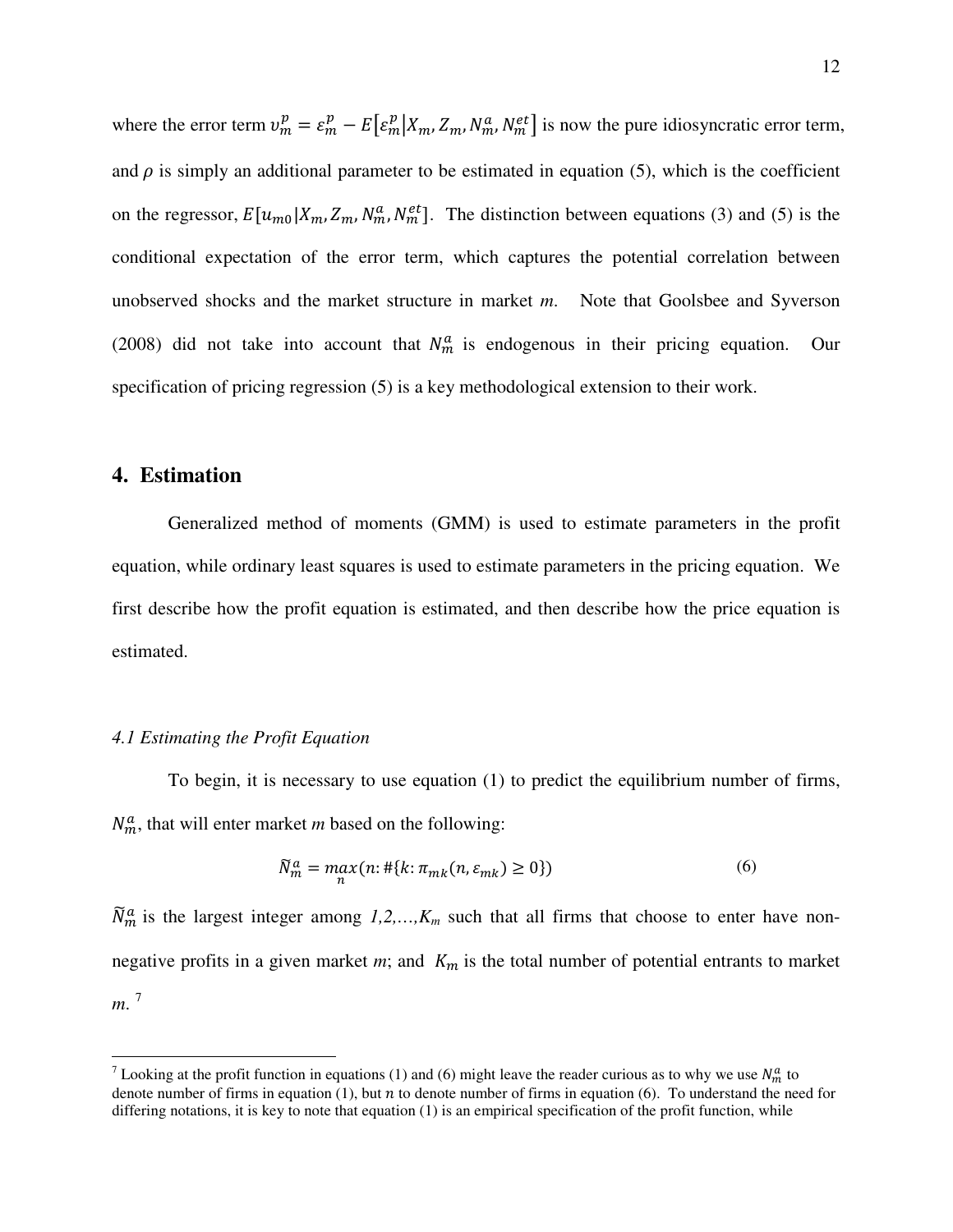where the error term $\upsilon_m^p = \varepsilon_m^p - E\left[\varepsilon_m^p \middle| X_m, Z_m, N_m^a, N_m^{et}\right]$ is now the pure idiosyncratic error term, and $\rho$ is simply an additional parameter to be estimated in equation (5), which is the coefficient on the regressor, $E[u_{m0}|X_m, Z_m, N_m^a, N_m^{et}]$. The distinction between equations (3) and (5) is the conditional expectation of the error term, which captures the potential correlation between unobserved shocks and the market structure in market *m*. Note that Goolsbee and Syverson (2008) did not take into account that $N_m^a$ is endogenous in their pricing equation. Our specification of pricing regression (5) is a key methodological extension to their work.

## 4. Estimation

Generalized method of moments (GMM) is used to estimate parameters in the profit equation, while ordinary least squares is used to estimate parameters in the pricing equation. We first describe how the profit equation is estimated, and then describe how the price equation is estimated.

### *4.1 Estimating the Profit Equation*

To begin, it is necessary to use equation (1) to predict the equilibrium number of firms, $N_m^a$, that will enter market *m* based on the following:

$$\tilde{N}_m^a = \max_n (n: \#\{k: \pi_{mk}(n, \varepsilon_{mk}) \geq 0\}) \tag{6}$$

$\tilde{N}_m^a$ is the largest integer among *1,2,…,K*$_m$ such that all firms that choose to enter have non-negative profits in a given market *m*; and $K_m$ is the total number of potential entrants to market *m*. [7]

[7] Looking at the profit function in equations (1) and (6) might leave the reader curious as to why we use $N_m^a$ to denote number of firms in equation (1), but $n$ to denote number of firms in equation (6). To understand the need for differing notations, it is key to note that equation (1) is an empirical specification of the profit function, while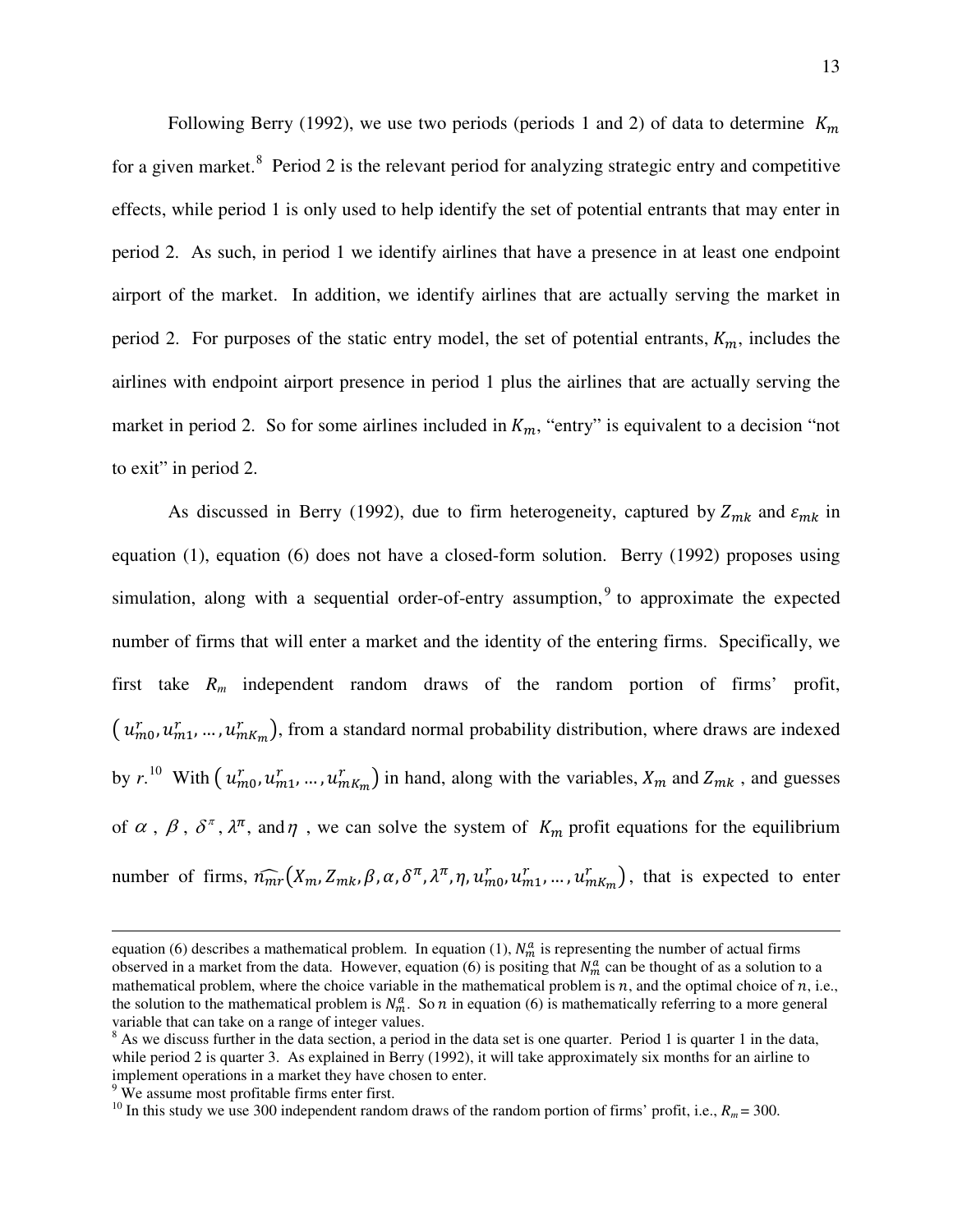Following Berry (1992), we use two periods (periods 1 and 2) of data to determine $K_m$ for a given market.[8] Period 2 is the relevant period for analyzing strategic entry and competitive effects, while period 1 is only used to help identify the set of potential entrants that may enter in period 2. As such, in period 1 we identify airlines that have a presence in at least one endpoint airport of the market. In addition, we identify airlines that are actually serving the market in period 2. For purposes of the static entry model, the set of potential entrants, $K_m$, includes the airlines with endpoint airport presence in period 1 plus the airlines that are actually serving the market in period 2. So for some airlines included in $K_m$, "entry" is equivalent to a decision "not to exit" in period 2.

As discussed in Berry (1992), due to firm heterogeneity, captured by $Z_{mk}$ and $\varepsilon_{mk}$ in equation (1), equation (6) does not have a closed-form solution. Berry (1992) proposes using simulation, along with a sequential order-of-entry assumption,[9] to approximate the expected number of firms that will enter a market and the identity of the entering firms. Specifically, we first take $R_m$ independent random draws of the random portion of firms' profit, $\left(u_{m0}^r, u_{m1}^r, \ldots, u_{mK_m}^r\right)$, from a standard normal probability distribution, where draws are indexed by $r$.[10] With $\left(u_{m0}^r, u_{m1}^r, \ldots, u_{mK_m}^r\right)$ in hand, along with the variables, $X_m$ and $Z_{mk}$, and guesses of $\alpha$, $\beta$, $\delta^\pi$, $\lambda^\pi$, and $\eta$, we can solve the system of $K_m$ profit equations for the equilibrium number of firms, $\widehat{n_{mr}}\left(X_m, Z_{mk}, \beta, \alpha, \delta^\pi, \lambda^\pi, \eta, u_{m0}^r, u_{m1}^r, \ldots, u_{mK_m}^r\right)$, that is expected to enter

---

equation (6) describes a mathematical problem. In equation (1), $N_m^a$ is representing the number of actual firms observed in a market from the data. However, equation (6) is positing that $N_m^a$ can be thought of as a solution to a mathematical problem, where the choice variable in the mathematical problem is $n$, and the optimal choice of $n$, i.e., the solution to the mathematical problem is $N_m^a$. So $n$ in equation (6) is mathematically referring to a more general variable that can take on a range of integer values.

[8] As we discuss further in the data section, a period in the data set is one quarter. Period 1 is quarter 1 in the data, while period 2 is quarter 3. As explained in Berry (1992), it will take approximately six months for an airline to implement operations in a market they have chosen to enter.

[9] We assume most profitable firms enter first.

[10] In this study we use 300 independent random draws of the random portion of firms' profit, i.e., $R_m = 300$.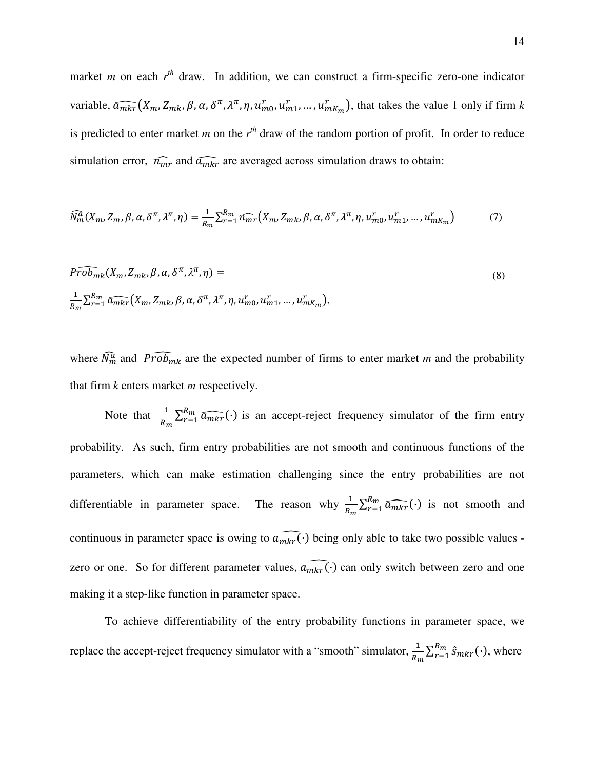market $m$ on each $r^{th}$ draw. In addition, we can construct a firm-specific zero-one indicator variable, $\widehat{a_{mkr}}(X_m, Z_{mk}, \beta, \alpha, \delta^{\pi}, \lambda^{\pi}, \eta, u_{m0}^r, u_{m1}^r, \ldots, u_{mK_m}^r)$, that takes the value 1 only if firm $k$ is predicted to enter market $m$ on the $r^{th}$ draw of the random portion of profit. In order to reduce simulation error, $\widehat{n_{mr}}$ and $\widehat{a_{mkr}}$ are averaged across simulation draws to obtain:

$$\widehat{N_m^a}(X_m, Z_m, \beta, \alpha, \delta^{\pi}, \lambda^{\pi}, \eta) = \frac{1}{R_m}\sum_{r=1}^{R_m} \widehat{n_{mr}}(X_m, Z_{mk}, \beta, \alpha, \delta^{\pi}, \lambda^{\pi}, \eta, u_{m0}^r, u_{m1}^r, \ldots, u_{mK_m}^r) \tag{7}$$

$$\widehat{Prob}_{mk}(X_m, Z_{mk}, \beta, \alpha, \delta^{\pi}, \lambda^{\pi}, \eta) = \frac{1}{R_m}\sum_{r=1}^{R_m} \widehat{a_{mkr}}(X_m, Z_{mk}, \beta, \alpha, \delta^{\pi}, \lambda^{\pi}, \eta, u_{m0}^r, u_{m1}^r, \ldots, u_{mK_m}^r), \tag{8}$$

where $\widehat{N_m^a}$ and $\widehat{Prob}_{mk}$ are the expected number of firms to enter market $m$ and the probability that firm $k$ enters market $m$ respectively.

Note that $\frac{1}{R_m}\sum_{r=1}^{R_m} \widehat{a_{mkr}}(\cdot)$ is an accept-reject frequency simulator of the firm entry probability. As such, firm entry probabilities are not smooth and continuous functions of the parameters, which can make estimation challenging since the entry probabilities are not differentiable in parameter space. The reason why $\frac{1}{R_m}\sum_{r=1}^{R_m} \widehat{a_{mkr}}(\cdot)$ is not smooth and continuous in parameter space is owing to $\widehat{a_{mkr}(\cdot)}$ being only able to take two possible values - zero or one. So for different parameter values, $\widehat{a_{mkr}(\cdot)}$ can only switch between zero and one making it a step-like function in parameter space.

To achieve differentiability of the entry probability functions in parameter space, we replace the accept-reject frequency simulator with a "smooth" simulator, $\frac{1}{R_m}\sum_{r=1}^{R_m} \hat{s}_{mkr}(\cdot)$, where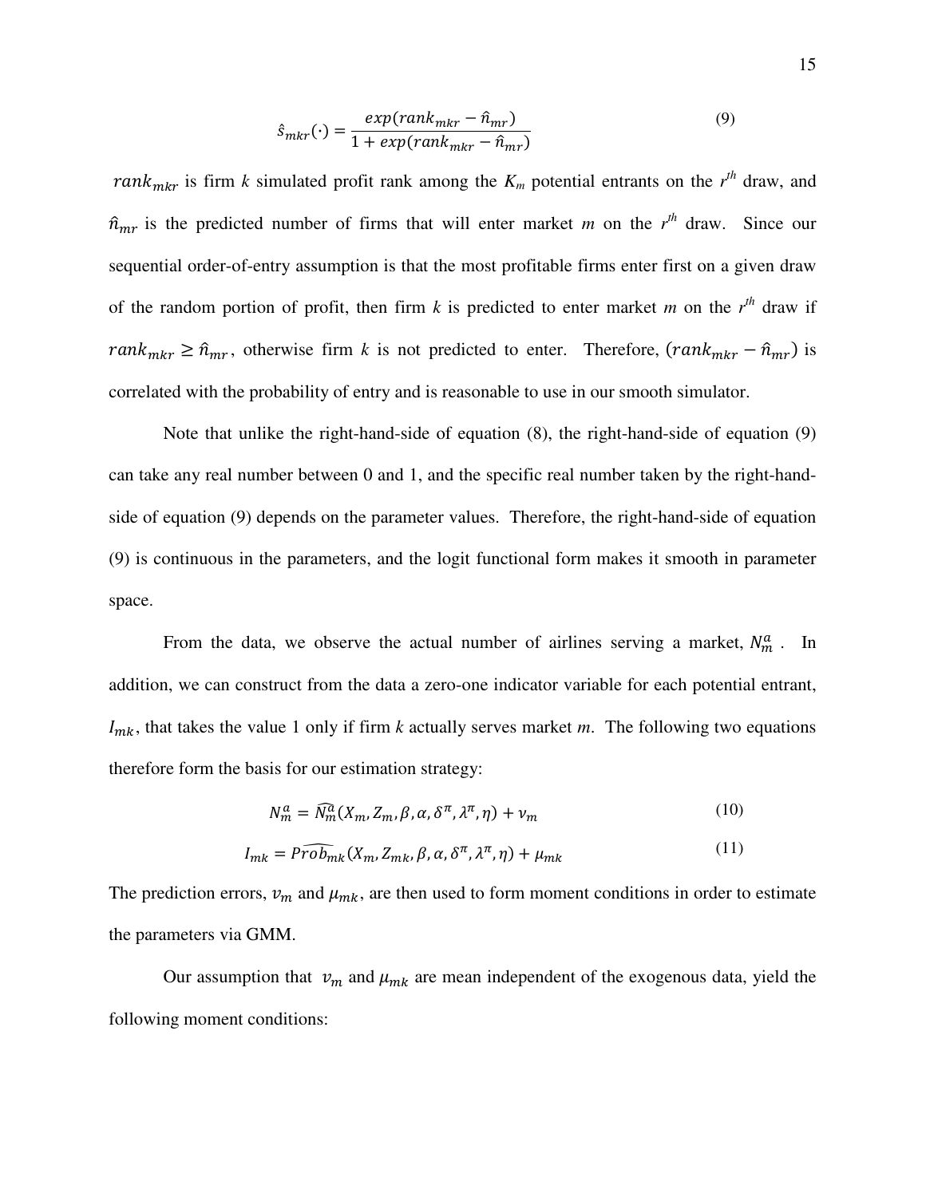$$\hat{s}_{mkr}(\cdot) = \frac{exp(rank_{mkr} - \hat{n}_{mr})}{1 + exp(rank_{mkr} - \hat{n}_{mr})} \tag{9}$$

$rank_{mkr}$ is firm *k* simulated profit rank among the $K_m$ potential entrants on the $r^{th}$ draw, and $\hat{n}_{mr}$ is the predicted number of firms that will enter market *m* on the $r^{th}$ draw. Since our sequential order-of-entry assumption is that the most profitable firms enter first on a given draw of the random portion of profit, then firm *k* is predicted to enter market *m* on the $r^{th}$ draw if $rank_{mkr} \geq \hat{n}_{mr}$, otherwise firm *k* is not predicted to enter. Therefore, $(rank_{mkr} - \hat{n}_{mr})$ is correlated with the probability of entry and is reasonable to use in our smooth simulator.

Note that unlike the right-hand-side of equation (8), the right-hand-side of equation (9) can take any real number between 0 and 1, and the specific real number taken by the right-hand-side of equation (9) depends on the parameter values. Therefore, the right-hand-side of equation (9) is continuous in the parameters, and the logit functional form makes it smooth in parameter space.

From the data, we observe the actual number of airlines serving a market, $N_m^a$. In addition, we can construct from the data a zero-one indicator variable for each potential entrant, $I_{mk}$, that takes the value 1 only if firm *k* actually serves market *m*. The following two equations therefore form the basis for our estimation strategy:

$$N_m^a = \widehat{N_m^a}(X_m, Z_m, \beta, \alpha, \delta^\pi, \lambda^\pi, \eta) + v_m \tag{10}$$

$$I_{mk} = \widehat{Prob}_{mk}(X_m, Z_{mk}, \beta, \alpha, \delta^\pi, \lambda^\pi, \eta) + \mu_{mk} \tag{11}$$

The prediction errors, $v_m$ and $\mu_{mk}$, are then used to form moment conditions in order to estimate the parameters via GMM.

Our assumption that $v_m$ and $\mu_{mk}$ are mean independent of the exogenous data, yield the following moment conditions: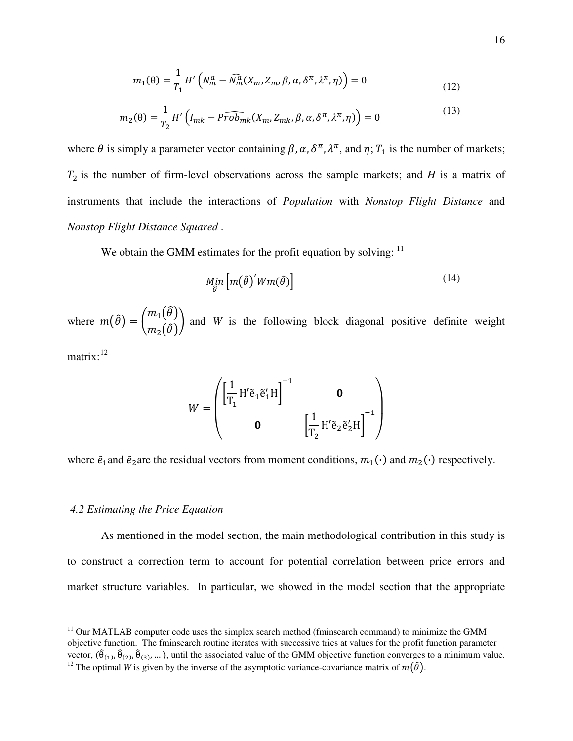$$m_1(\theta) = \frac{1}{T_1} H' \left( N_m^a - \widehat{N_m^a}(X_m, Z_m, \beta, \alpha, \delta^\pi, \lambda^\pi, \eta) \right) = 0 \tag{12}$$

$$m_2(\theta) = \frac{1}{T_2} H' \left( I_{mk} - \widehat{Prob}_{mk}(X_m, Z_{mk}, \beta, \alpha, \delta^\pi, \lambda^\pi, \eta) \right) = 0 \tag{13}$$

where $\theta$ is simply a parameter vector containing $\beta, \alpha, \delta^\pi, \lambda^\pi$, and $\eta$; $T_1$ is the number of markets; $T_2$ is the number of firm-level observations across the sample markets; and $H$ is a matrix of instruments that include the interactions of *Population* with *Nonstop Flight Distance* and *Nonstop Flight Distance Squared* .

We obtain the GMM estimates for the profit equation by solving: [11]

$$\underset{\hat{\theta}}{Min} \left[ m(\hat{\theta})' W m(\hat{\theta}) \right] \tag{14}$$

where $m(\hat{\theta}) = \begin{pmatrix} m_1(\hat{\theta}) \\ m_2(\hat{\theta}) \end{pmatrix}$ and $W$ is the following block diagonal positive definite weight matrix:[12]

$$W = \begin{pmatrix} \left[ \frac{1}{T_1} H' \tilde{e}_1 \tilde{e}_1' H \right]^{-1} & \mathbf{0} \\ \mathbf{0} & \left[ \frac{1}{T_2} H' \tilde{e}_2 \tilde{e}_2' H \right]^{-1} \end{pmatrix}$$

where $\tilde{e}_1$ and $\tilde{e}_2$ are the residual vectors from moment conditions, $m_1(\cdot)$ and $m_2(\cdot)$ respectively.

### *4.2 Estimating the Price Equation*

As mentioned in the model section, the main methodological contribution in this study is to construct a correction term to account for potential correlation between price errors and market structure variables. In particular, we showed in the model section that the appropriate

---

[11] Our MATLAB computer code uses the simplex search method (fminsearch command) to minimize the GMM objective function. The fminsearch routine iterates with successive tries at values for the profit function parameter vector, $(\hat{\theta}_{(1)}, \hat{\theta}_{(2)}, \hat{\theta}_{(3)}, \ldots)$, until the associated value of the GMM objective function converges to a minimum value.

[12] The optimal $W$ is given by the inverse of the asymptotic variance-covariance matrix of $m(\hat{\theta})$.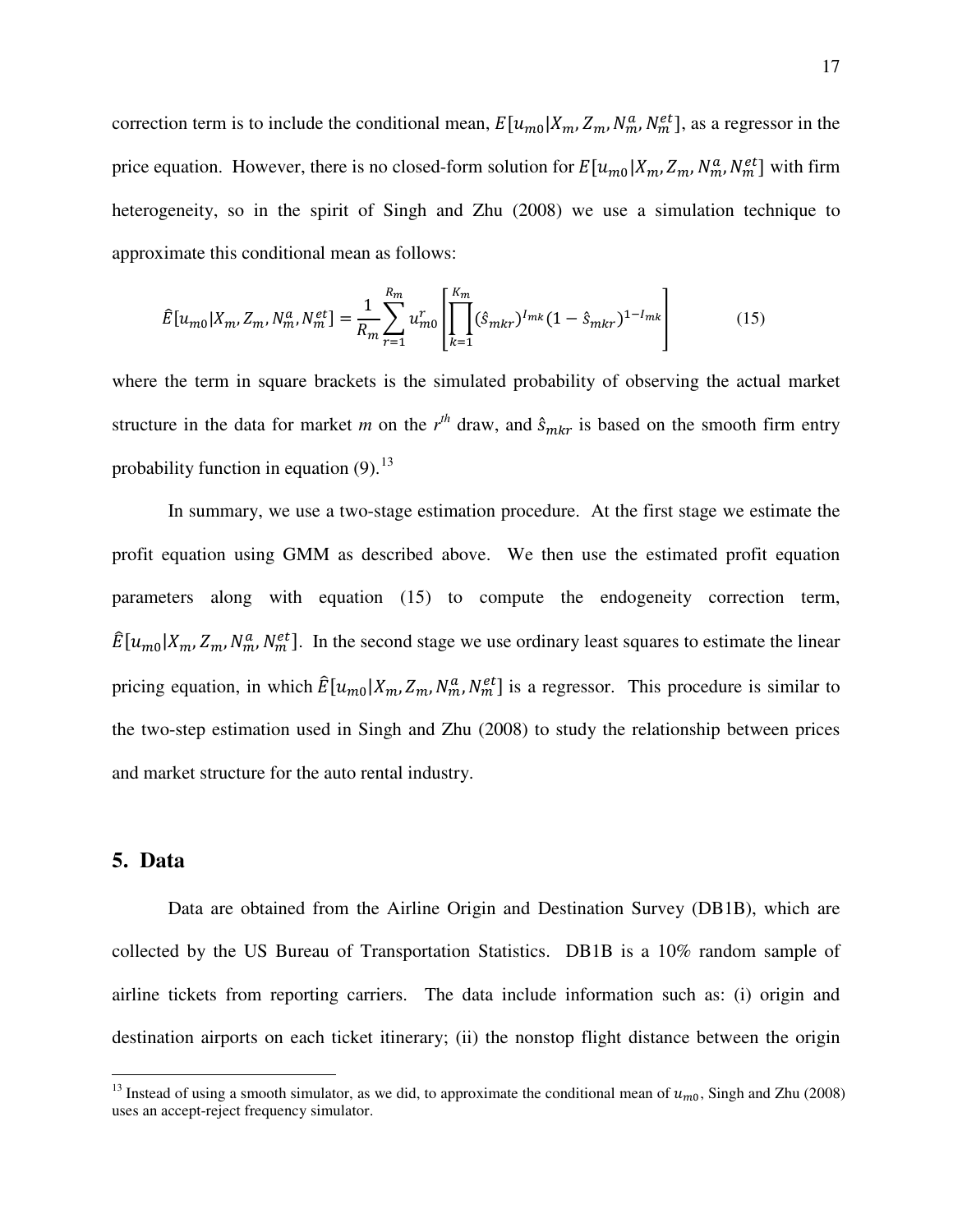correction term is to include the conditional mean, $E[u_{m0}|X_m, Z_m, N_m^a, N_m^{et}]$, as a regressor in the price equation. However, there is no closed-form solution for $E[u_{m0}|X_m, Z_m, N_m^a, N_m^{et}]$ with firm heterogeneity, so in the spirit of Singh and Zhu (2008) we use a simulation technique to approximate this conditional mean as follows:

$$\hat{E}[u_{m0}|X_m, Z_m, N_m^a, N_m^{et}] = \frac{1}{R_m}\sum_{r=1}^{R_m} u_{m0}^r \left[\prod_{k=1}^{K_m} (\hat{s}_{mkr})^{I_{mk}} (1 - \hat{s}_{mkr})^{1-I_{mk}}\right] \tag{15}$$

where the term in square brackets is the simulated probability of observing the actual market structure in the data for market *m* on the $r^{th}$ draw, and $\hat{s}_{mkr}$ is based on the smooth firm entry probability function in equation (9).[13]

In summary, we use a two-stage estimation procedure. At the first stage we estimate the profit equation using GMM as described above. We then use the estimated profit equation parameters along with equation (15) to compute the endogeneity correction term, $\hat{E}[u_{m0}|X_m, Z_m, N_m^a, N_m^{et}]$. In the second stage we use ordinary least squares to estimate the linear pricing equation, in which $\hat{E}[u_{m0}|X_m, Z_m, N_m^a, N_m^{et}]$ is a regressor. This procedure is similar to the two-step estimation used in Singh and Zhu (2008) to study the relationship between prices and market structure for the auto rental industry.

## 5. Data

Data are obtained from the Airline Origin and Destination Survey (DB1B), which are collected by the US Bureau of Transportation Statistics. DB1B is a 10% random sample of airline tickets from reporting carriers. The data include information such as: (i) origin and destination airports on each ticket itinerary; (ii) the nonstop flight distance between the origin

[13] Instead of using a smooth simulator, as we did, to approximate the conditional mean of $u_{m0}$, Singh and Zhu (2008) uses an accept-reject frequency simulator.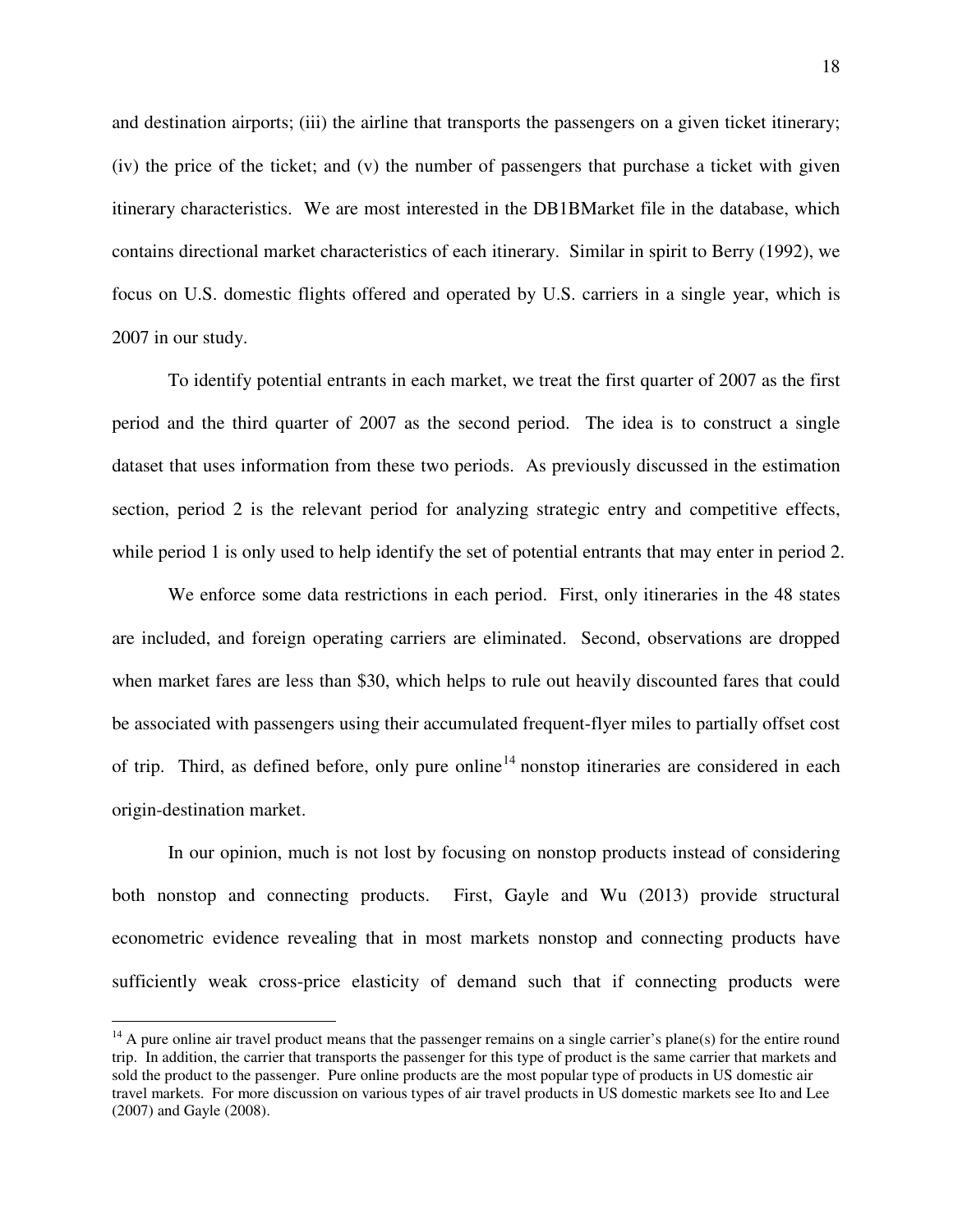and destination airports; (iii) the airline that transports the passengers on a given ticket itinerary; (iv) the price of the ticket; and (v) the number of passengers that purchase a ticket with given itinerary characteristics. We are most interested in the DB1BMarket file in the database, which contains directional market characteristics of each itinerary. Similar in spirit to Berry (1992), we focus on U.S. domestic flights offered and operated by U.S. carriers in a single year, which is 2007 in our study.

To identify potential entrants in each market, we treat the first quarter of 2007 as the first period and the third quarter of 2007 as the second period. The idea is to construct a single dataset that uses information from these two periods. As previously discussed in the estimation section, period 2 is the relevant period for analyzing strategic entry and competitive effects, while period 1 is only used to help identify the set of potential entrants that may enter in period 2.

We enforce some data restrictions in each period. First, only itineraries in the 48 states are included, and foreign operating carriers are eliminated. Second, observations are dropped when market fares are less than $30, which helps to rule out heavily discounted fares that could be associated with passengers using their accumulated frequent-flyer miles to partially offset cost of trip. Third, as defined before, only pure online[14] nonstop itineraries are considered in each origin-destination market.

In our opinion, much is not lost by focusing on nonstop products instead of considering both nonstop and connecting products. First, Gayle and Wu (2013) provide structural econometric evidence revealing that in most markets nonstop and connecting products have sufficiently weak cross-price elasticity of demand such that if connecting products were

---

[14] A pure online air travel product means that the passenger remains on a single carrier's plane(s) for the entire round trip. In addition, the carrier that transports the passenger for this type of product is the same carrier that markets and sold the product to the passenger. Pure online products are the most popular type of products in US domestic air travel markets. For more discussion on various types of air travel products in US domestic markets see Ito and Lee (2007) and Gayle (2008).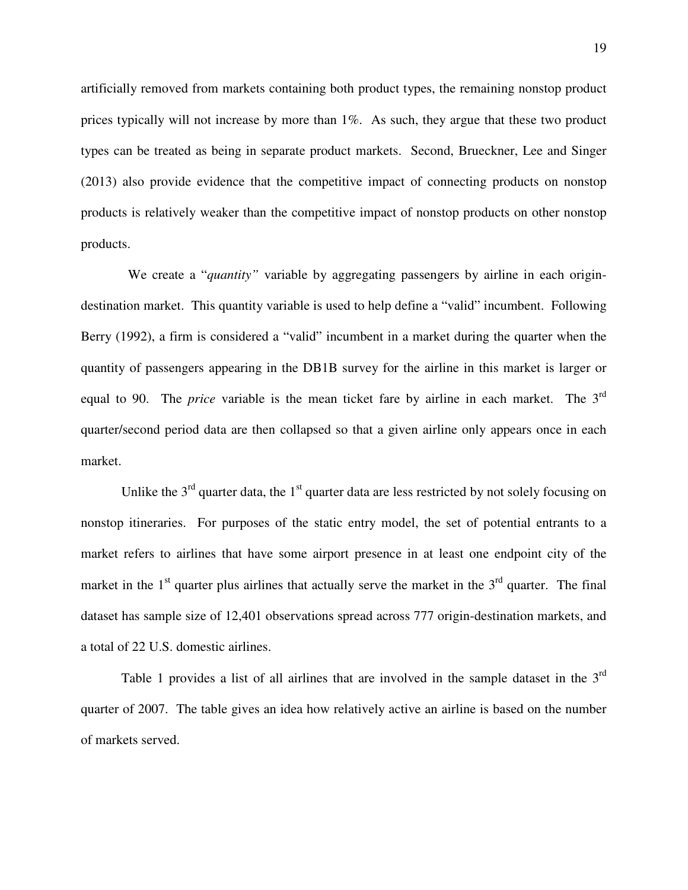artificially removed from markets containing both product types, the remaining nonstop product prices typically will not increase by more than 1%. As such, they argue that these two product types can be treated as being in separate product markets. Second, Brueckner, Lee and Singer (2013) also provide evidence that the competitive impact of connecting products on nonstop products is relatively weaker than the competitive impact of nonstop products on other nonstop products.

We create a "*quantity"* variable by aggregating passengers by airline in each origin-destination market. This quantity variable is used to help define a "valid" incumbent. Following Berry (1992), a firm is considered a "valid" incumbent in a market during the quarter when the quantity of passengers appearing in the DB1B survey for the airline in this market is larger or equal to 90. The *price* variable is the mean ticket fare by airline in each market. The 3rd quarter/second period data are then collapsed so that a given airline only appears once in each market.

Unlike the 3rd quarter data, the 1st quarter data are less restricted by not solely focusing on nonstop itineraries. For purposes of the static entry model, the set of potential entrants to a market refers to airlines that have some airport presence in at least one endpoint city of the market in the 1st quarter plus airlines that actually serve the market in the 3rd quarter. The final dataset has sample size of 12,401 observations spread across 777 origin-destination markets, and a total of 22 U.S. domestic airlines.

Table 1 provides a list of all airlines that are involved in the sample dataset in the 3rd quarter of 2007. The table gives an idea how relatively active an airline is based on the number of markets served.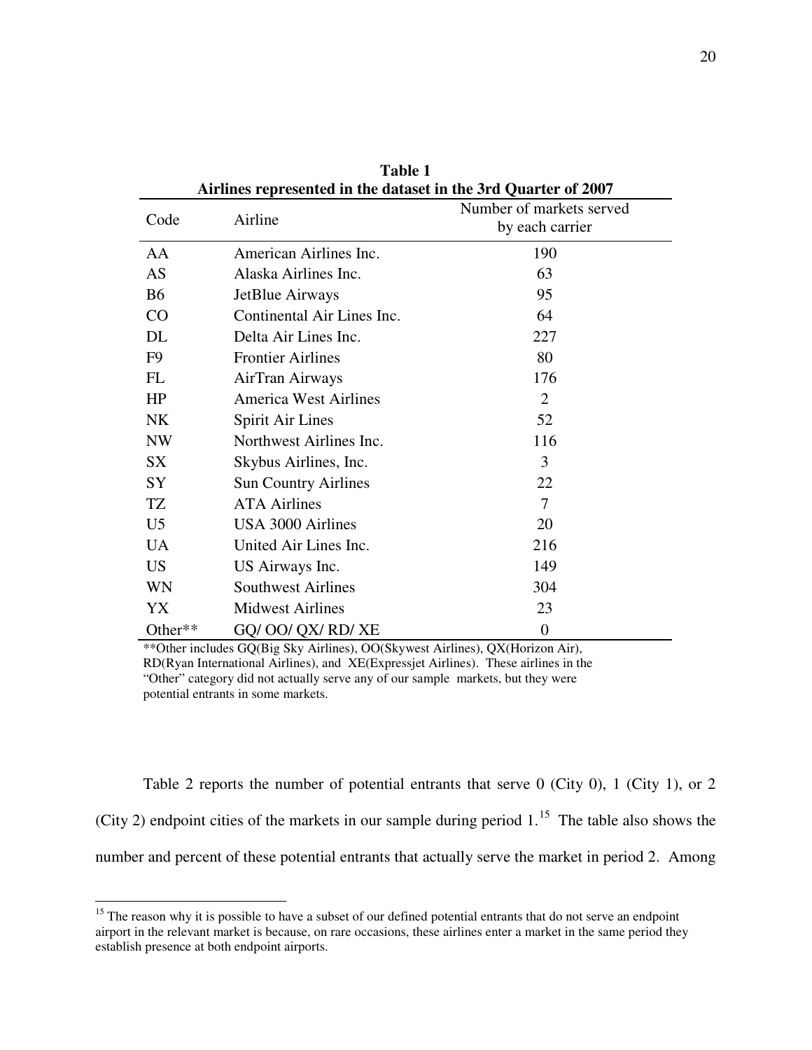**Table 1**
**Airlines represented in the dataset in the 3rd Quarter of 2007**

| Code | Airline | Number of markets served by each carrier |
|---|---|---|
| AA | American Airlines Inc. | 190 |
| AS | Alaska Airlines Inc. | 63 |
| B6 | JetBlue Airways | 95 |
| CO | Continental Air Lines Inc. | 64 |
| DL | Delta Air Lines Inc. | 227 |
| F9 | Frontier Airlines | 80 |
| FL | AirTran Airways | 176 |
| HP | America West Airlines | 2 |
| NK | Spirit Air Lines | 52 |
| NW | Northwest Airlines Inc. | 116 |
| SX | Skybus Airlines, Inc. | 3 |
| SY | Sun Country Airlines | 22 |
| TZ | ATA Airlines | 7 |
| U5 | USA 3000 Airlines | 20 |
| UA | United Air Lines Inc. | 216 |
| US | US Airways Inc. | 149 |
| WN | Southwest Airlines | 304 |
| YX | Midwest Airlines | 23 |
| Other** | GQ/ OO/ QX/ RD/ XE | 0 |

**Other includes GQ(Big Sky Airlines), OO(Skywest Airlines), QX(Horizon Air), RD(Ryan International Airlines), and XE(Expressjet Airlines). These airlines in the "Other" category did not actually serve any of our sample markets, but they were potential entrants in some markets.

Table 2 reports the number of potential entrants that serve 0 (City 0), 1 (City 1), or 2 (City 2) endpoint cities of the markets in our sample during period 1.[15] The table also shows the number and percent of these potential entrants that actually serve the market in period 2. Among

[15] The reason why it is possible to have a subset of our defined potential entrants that do not serve an endpoint airport in the relevant market is because, on rare occasions, these airlines enter a market in the same period they establish presence at both endpoint airports.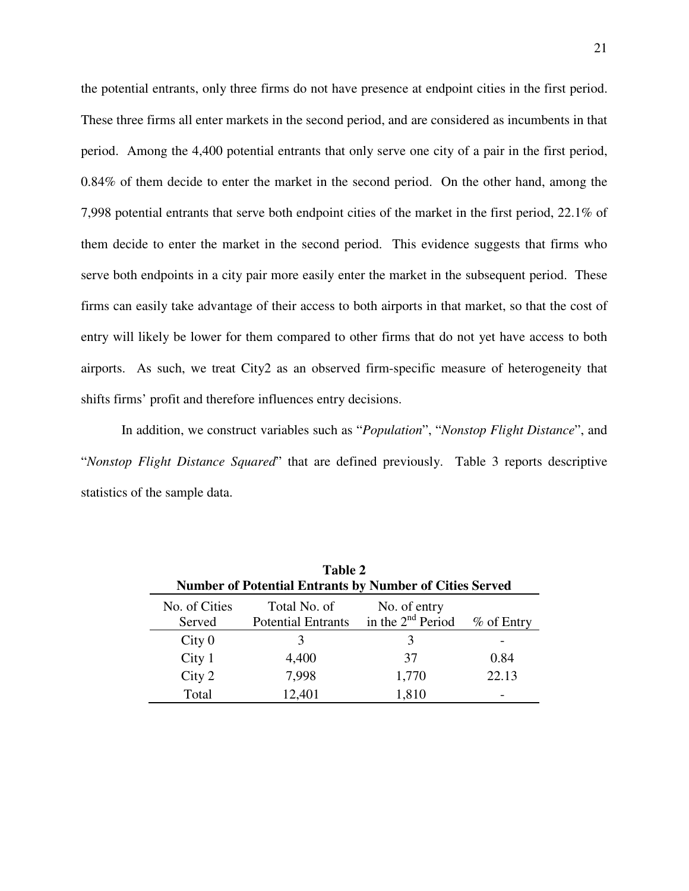the potential entrants, only three firms do not have presence at endpoint cities in the first period. These three firms all enter markets in the second period, and are considered as incumbents in that period. Among the 4,400 potential entrants that only serve one city of a pair in the first period, 0.84% of them decide to enter the market in the second period. On the other hand, among the 7,998 potential entrants that serve both endpoint cities of the market in the first period, 22.1% of them decide to enter the market in the second period. This evidence suggests that firms who serve both endpoints in a city pair more easily enter the market in the subsequent period. These firms can easily take advantage of their access to both airports in that market, so that the cost of entry will likely be lower for them compared to other firms that do not yet have access to both airports. As such, we treat City2 as an observed firm-specific measure of heterogeneity that shifts firms' profit and therefore influences entry decisions.

In addition, we construct variables such as "*Population*", "*Nonstop Flight Distance*", and "*Nonstop Flight Distance Squared*" that are defined previously. Table 3 reports descriptive statistics of the sample data.

**Table 2**
**Number of Potential Entrants by Number of Cities Served**

| No. of Cities Served | Total No. of Potential Entrants | No. of entry in the 2nd Period | % of Entry |
|---|---|---|---|
| City 0 | 3 | 3 | - |
| City 1 | 4,400 | 37 | 0.84 |
| City 2 | 7,998 | 1,770 | 22.13 |
| Total | 12,401 | 1,810 | - |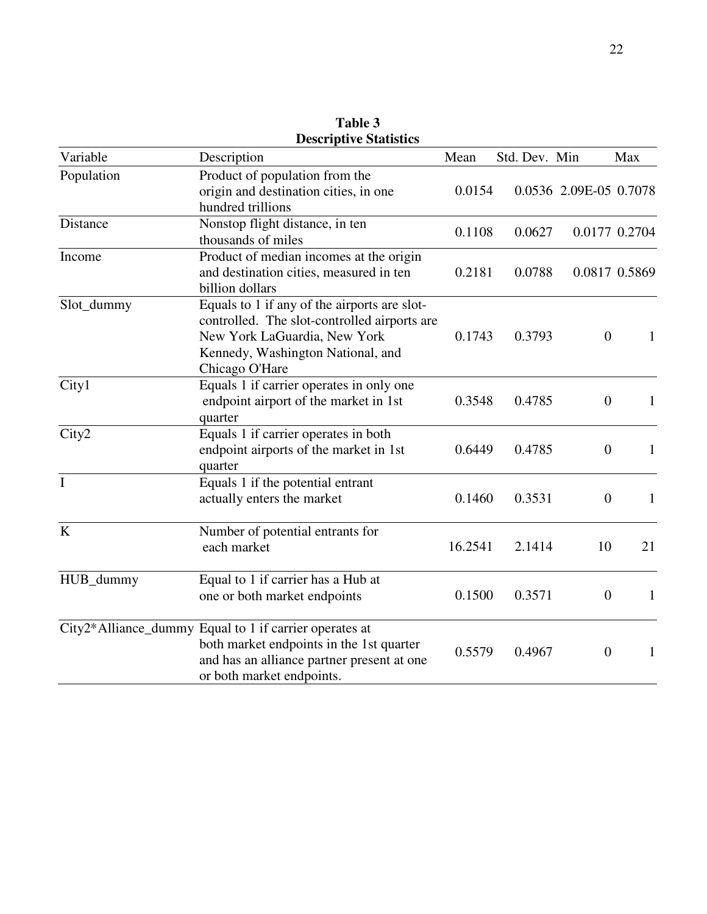**Table 3**
**Descriptive Statistics**

| Variable | Description | Mean | Std. Dev. | Min | Max |
|---|---|---|---|---|---|
| Population | Product of population from the origin and destination cities, in one hundred trillions | 0.0154 | 0.0536 | 2.09E-05 | 0.7078 |
| Distance | Nonstop flight distance, in ten thousands of miles | 0.1108 | 0.0627 | 0.0177 | 0.2704 |
| Income | Product of median incomes at the origin and destination cities, measured in ten billion dollars | 0.2181 | 0.0788 | 0.0817 | 0.5869 |
| Slot_dummy | Equals to 1 if any of the airports are slot-controlled. The slot-controlled airports are New York LaGuardia, New York Kennedy, Washington National, and Chicago O'Hare | 0.1743 | 0.3793 | 0 | 1 |
| City1 | Equals 1 if carrier operates in only one endpoint airport of the market in 1st quarter | 0.3548 | 0.4785 | 0 | 1 |
| City2 | Equals 1 if carrier operates in both endpoint airports of the market in 1st quarter | 0.6449 | 0.4785 | 0 | 1 |
| I | Equals 1 if the potential entrant actually enters the market | 0.1460 | 0.3531 | 0 | 1 |
| K | Number of potential entrants for each market | 16.2541 | 2.1414 | 10 | 21 |
| HUB_dummy | Equal to 1 if carrier has a Hub at one or both market endpoints | 0.1500 | 0.3571 | 0 | 1 |
| City2*Alliance_dummy | Equal to 1 if carrier operates at both market endpoints in the 1st quarter and has an alliance partner present at one or both market endpoints. | 0.5579 | 0.4967 | 0 | 1 |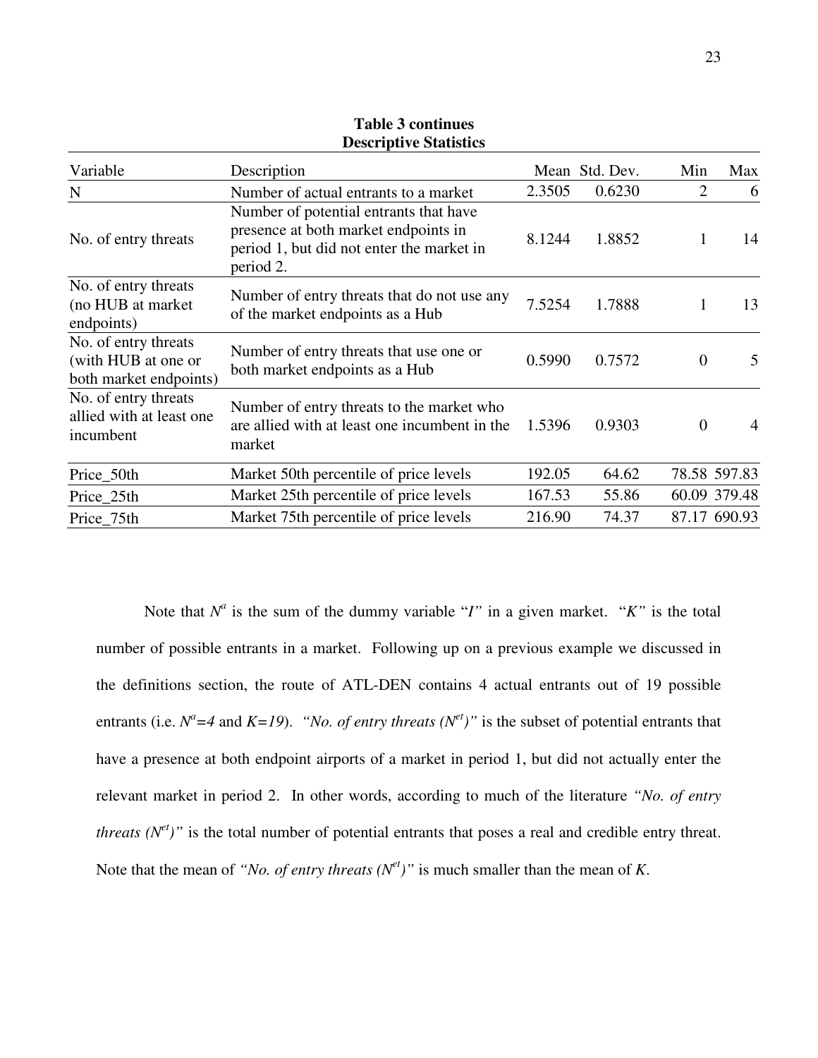**Table 3 continues**
**Descriptive Statistics**

| Variable | Description | Mean | Std. Dev. | Min | Max |
|---|---|---|---|---|---|
| N | Number of actual entrants to a market | 2.3505 | 0.6230 | 2 | 6 |
| No. of entry threats | Number of potential entrants that have presence at both market endpoints in period 1, but did not enter the market in period 2. | 8.1244 | 1.8852 | 1 | 14 |
| No. of entry threats (no HUB at market endpoints) | Number of entry threats that do not use any of the market endpoints as a Hub | 7.5254 | 1.7888 | 1 | 13 |
| No. of entry threats (with HUB at one or both market endpoints) | Number of entry threats that use one or both market endpoints as a Hub | 0.5990 | 0.7572 | 0 | 5 |
| No. of entry threats allied with at least one incumbent | Number of entry threats to the market who are allied with at least one incumbent in the market | 1.5396 | 0.9303 | 0 | 4 |
| Price_50th | Market 50th percentile of price levels | 192.05 | 64.62 | 78.58 | 597.83 |
| Price_25th | Market 25th percentile of price levels | 167.53 | 55.86 | 60.09 | 379.48 |
| Price_75th | Market 75th percentile of price levels | 216.90 | 74.37 | 87.17 | 690.93 |

Note that $N^a$ is the sum of the dummy variable "*I*" in a given market. "*K*" is the total number of possible entrants in a market. Following up on a previous example we discussed in the definitions section, the route of ATL-DEN contains 4 actual entrants out of 19 possible entrants (i.e. $N^a=4$ and $K=19$). *"No. of entry threats ($N^{et}$)"* is the subset of potential entrants that have a presence at both endpoint airports of a market in period 1, but did not actually enter the relevant market in period 2. In other words, according to much of the literature *"No. of entry threats ($N^{et}$)"* is the total number of potential entrants that poses a real and credible entry threat. Note that the mean of *"No. of entry threats ($N^{et}$)"* is much smaller than the mean of *K*.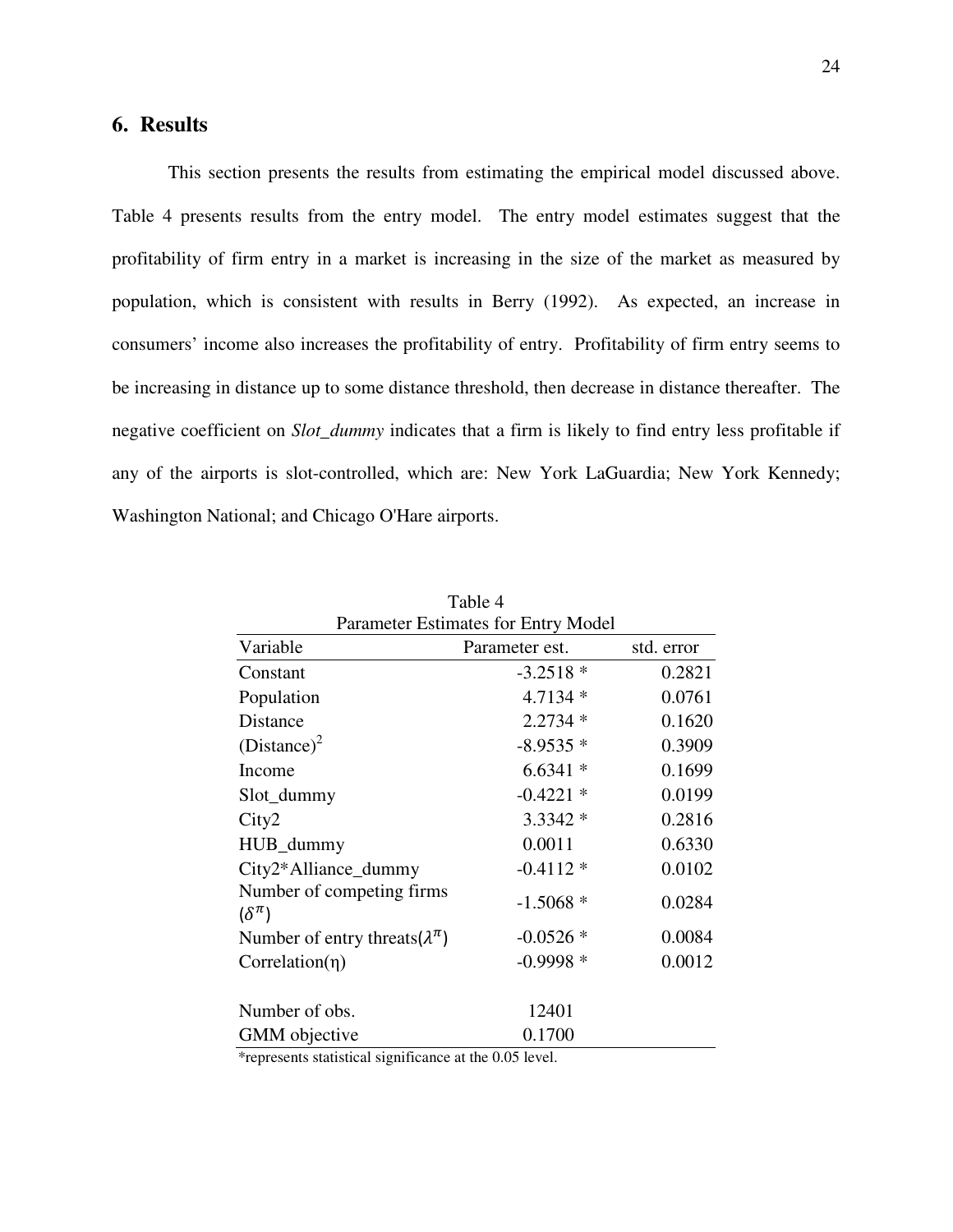## 6. Results

This section presents the results from estimating the empirical model discussed above. Table 4 presents results from the entry model. The entry model estimates suggest that the profitability of firm entry in a market is increasing in the size of the market as measured by population, which is consistent with results in Berry (1992). As expected, an increase in consumers' income also increases the profitability of entry. Profitability of firm entry seems to be increasing in distance up to some distance threshold, then decrease in distance thereafter. The negative coefficient on *Slot_dummy* indicates that a firm is likely to find entry less profitable if any of the airports is slot-controlled, which are: New York LaGuardia; New York Kennedy; Washington National; and Chicago O'Hare airports.

Table 4
Parameter Estimates for Entry Model

| Variable | Parameter est. | std. error |
|---|---|---|
| Constant | -3.2518 * | 0.2821 |
| Population | 4.7134 * | 0.0761 |
| Distance | 2.2734 * | 0.1620 |
| $(\text{Distance})^2$ | -8.9535 * | 0.3909 |
| Income | 6.6341 * | 0.1699 |
| Slot_dummy | -0.4221 * | 0.0199 |
| City2 | 3.3342 * | 0.2816 |
| HUB_dummy | 0.0011 | 0.6330 |
| City2*Alliance_dummy | -0.4112 * | 0.0102 |
| Number of competing firms ($\delta^{\pi}$) | -1.5068 * | 0.0284 |
| Number of entry threats($\lambda^{\pi}$) | -0.0526 * | 0.0084 |
| Correlation($\eta$) | -0.9998 * | 0.0012 |
| | | |
| Number of obs. | 12401 | |
| GMM objective | 0.1700 | |

*represents statistical significance at the 0.05 level.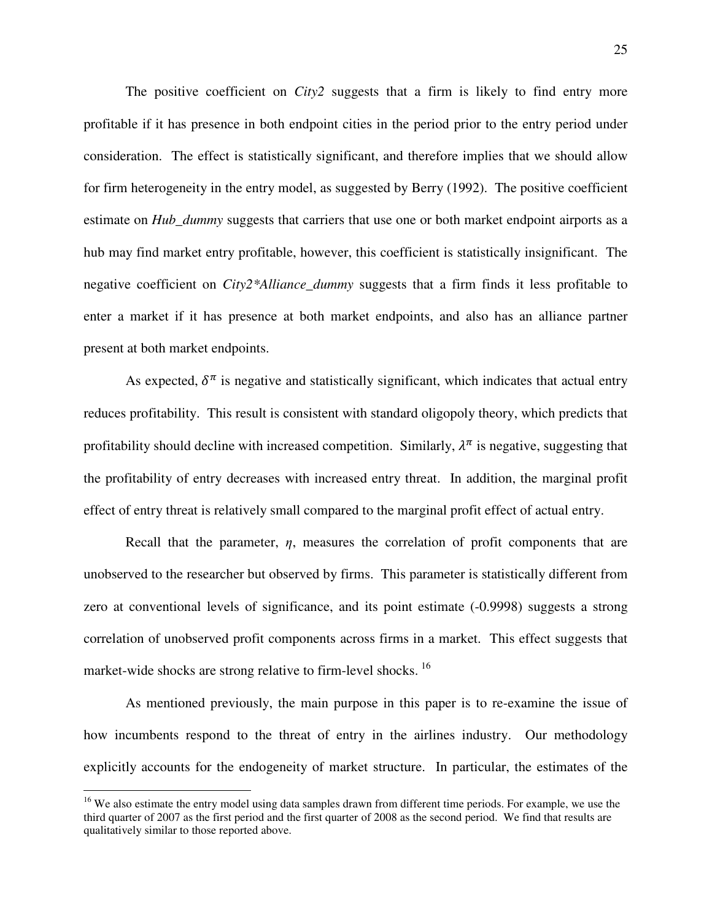The positive coefficient on *City2* suggests that a firm is likely to find entry more profitable if it has presence in both endpoint cities in the period prior to the entry period under consideration. The effect is statistically significant, and therefore implies that we should allow for firm heterogeneity in the entry model, as suggested by Berry (1992). The positive coefficient estimate on *Hub_dummy* suggests that carriers that use one or both market endpoint airports as a hub may find market entry profitable, however, this coefficient is statistically insignificant. The negative coefficient on *City2*Alliance_dummy* suggests that a firm finds it less profitable to enter a market if it has presence at both market endpoints, and also has an alliance partner present at both market endpoints.

As expected, $\delta^{\pi}$ is negative and statistically significant, which indicates that actual entry reduces profitability. This result is consistent with standard oligopoly theory, which predicts that profitability should decline with increased competition. Similarly, $\lambda^{\pi}$ is negative, suggesting that the profitability of entry decreases with increased entry threat. In addition, the marginal profit effect of entry threat is relatively small compared to the marginal profit effect of actual entry.

Recall that the parameter, $\eta$, measures the correlation of profit components that are unobserved to the researcher but observed by firms. This parameter is statistically different from zero at conventional levels of significance, and its point estimate (-0.9998) suggests a strong correlation of unobserved profit components across firms in a market. This effect suggests that market-wide shocks are strong relative to firm-level shocks. [16]

As mentioned previously, the main purpose in this paper is to re-examine the issue of how incumbents respond to the threat of entry in the airlines industry. Our methodology explicitly accounts for the endogeneity of market structure. In particular, the estimates of the

[16] We also estimate the entry model using data samples drawn from different time periods. For example, we use the third quarter of 2007 as the first period and the first quarter of 2008 as the second period. We find that results are qualitatively similar to those reported above.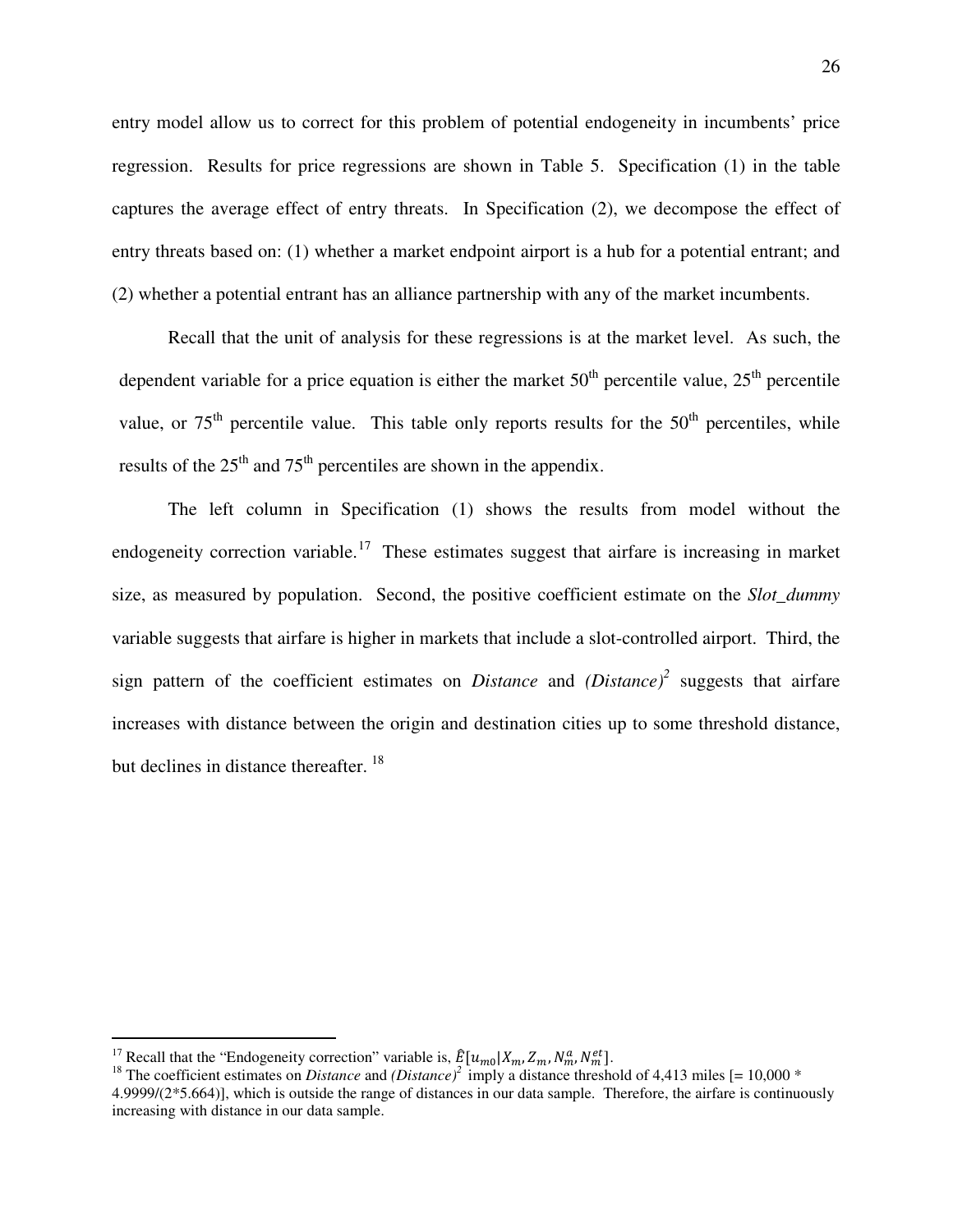entry model allow us to correct for this problem of potential endogeneity in incumbents' price regression. Results for price regressions are shown in Table 5. Specification (1) in the table captures the average effect of entry threats. In Specification (2), we decompose the effect of entry threats based on: (1) whether a market endpoint airport is a hub for a potential entrant; and (2) whether a potential entrant has an alliance partnership with any of the market incumbents.

Recall that the unit of analysis for these regressions is at the market level. As such, the dependent variable for a price equation is either the market 50th percentile value, 25th percentile value, or 75th percentile value. This table only reports results for the 50th percentiles, while results of the 25th and 75th percentiles are shown in the appendix.

The left column in Specification (1) shows the results from model without the endogeneity correction variable.[17] These estimates suggest that airfare is increasing in market size, as measured by population. Second, the positive coefficient estimate on the *Slot_dummy* variable suggests that airfare is higher in markets that include a slot-controlled airport. Third, the sign pattern of the coefficient estimates on *Distance* and *(Distance)$^2$* suggests that airfare increases with distance between the origin and destination cities up to some threshold distance, but declines in distance thereafter.[18]

---

[17] Recall that the "Endogeneity correction" variable is, $\hat{E}[u_{m0}|X_m, Z_m, N_m^a, N_m^{et}]$.

[18] The coefficient estimates on *Distance* and *(Distance)$^2$* imply a distance threshold of 4,413 miles [= 10,000 * 4.9999/(2*5.664)], which is outside the range of distances in our data sample. Therefore, the airfare is continuously increasing with distance in our data sample.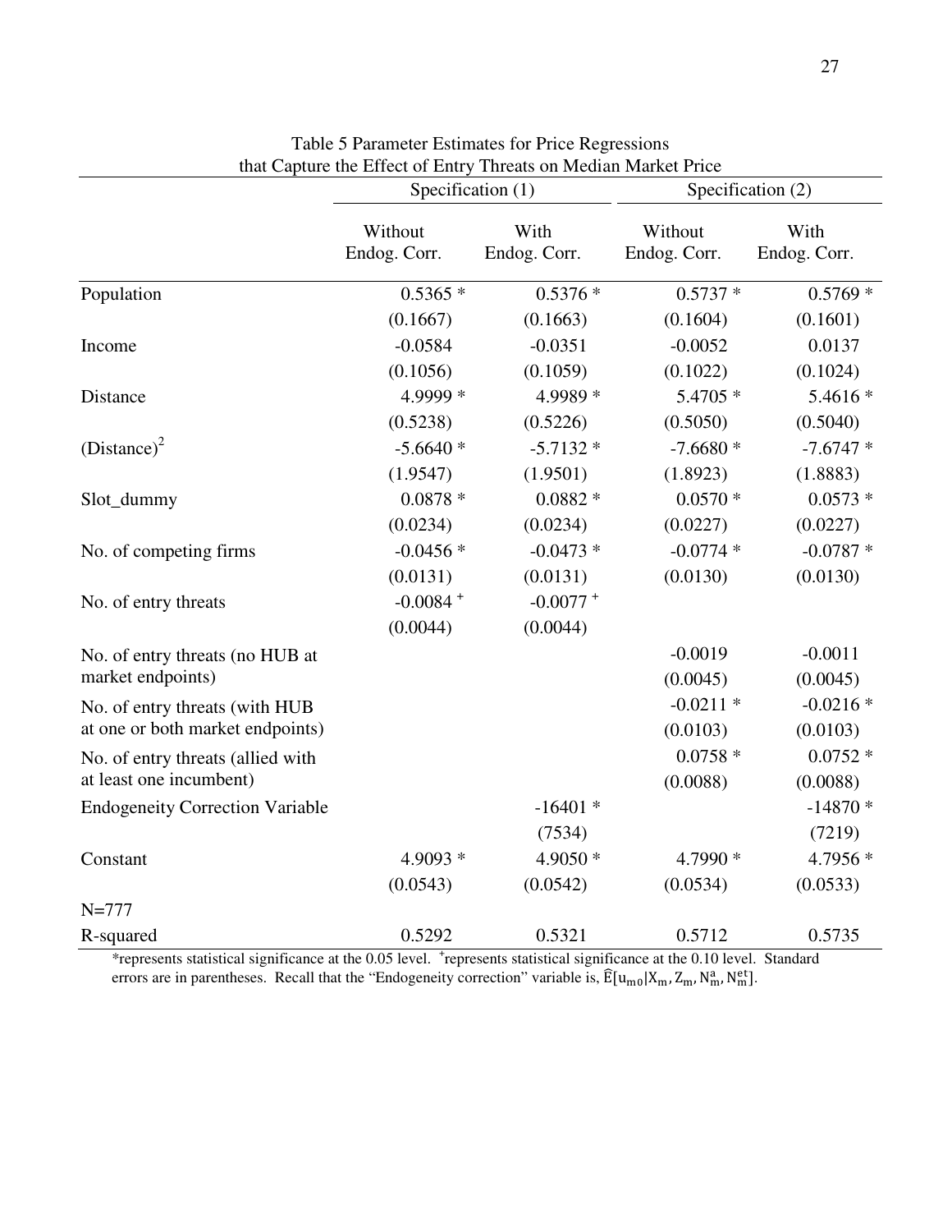Table 5 Parameter Estimates for Price Regressions that Capture the Effect of Entry Threats on Median Market Price

| | Specification (1) | | Specification (2) | |
|---|---|---|---|---|
| | Without Endog. Corr. | With Endog. Corr. | Without Endog. Corr. | With Endog. Corr. |
| Population | 0.5365 * | 0.5376 * | 0.5737 * | 0.5769 * |
| | (0.1667) | (0.1663) | (0.1604) | (0.1601) |
| Income | -0.0584 | -0.0351 | -0.0052 | 0.0137 |
| | (0.1056) | (0.1059) | (0.1022) | (0.1024) |
| Distance | 4.9999 * | 4.9989 * | 5.4705 * | 5.4616 * |
| | (0.5238) | (0.5226) | (0.5050) | (0.5040) |
| $(\text{Distance})^2$ | -5.6640 * | -5.7132 * | -7.6680 * | -7.6747 * |
| | (1.9547) | (1.9501) | (1.8923) | (1.8883) |
| Slot_dummy | 0.0878 * | 0.0882 * | 0.0570 * | 0.0573 * |
| | (0.0234) | (0.0234) | (0.0227) | (0.0227) |
| No. of competing firms | -0.0456 * | -0.0473 * | -0.0774 * | -0.0787 * |
| | (0.0131) | (0.0131) | (0.0130) | (0.0130) |
| No. of entry threats | -0.0084 + | -0.0077 + | | |
| | (0.0044) | (0.0044) | | |
| No. of entry threats (no HUB at market endpoints) | | | -0.0019 | -0.0011 |
| | | | (0.0045) | (0.0045) |
| No. of entry threats (with HUB at one or both market endpoints) | | | -0.0211 * | -0.0216 * |
| | | | (0.0103) | (0.0103) |
| No. of entry threats (allied with at least one incumbent) | | | 0.0758 * | 0.0752 * |
| | | | (0.0088) | (0.0088) |
| Endogeneity Correction Variable | | -16401 * | | -14870 * |
| | | (7534) | | (7219) |
| Constant | 4.9093 * | 4.9050 * | 4.7990 * | 4.7956 * |
| | (0.0543) | (0.0542) | (0.0534) | (0.0533) |
| N=777 | | | | |
| R-squared | 0.5292 | 0.5321 | 0.5712 | 0.5735 |

*represents statistical significance at the 0.05 level. +represents statistical significance at the 0.10 level. Standard errors are in parentheses. Recall that the "Endogeneity correction" variable is, $\widehat{E}[u_{m0}|X_m, Z_m, N_m^a, N_m^{et}]$.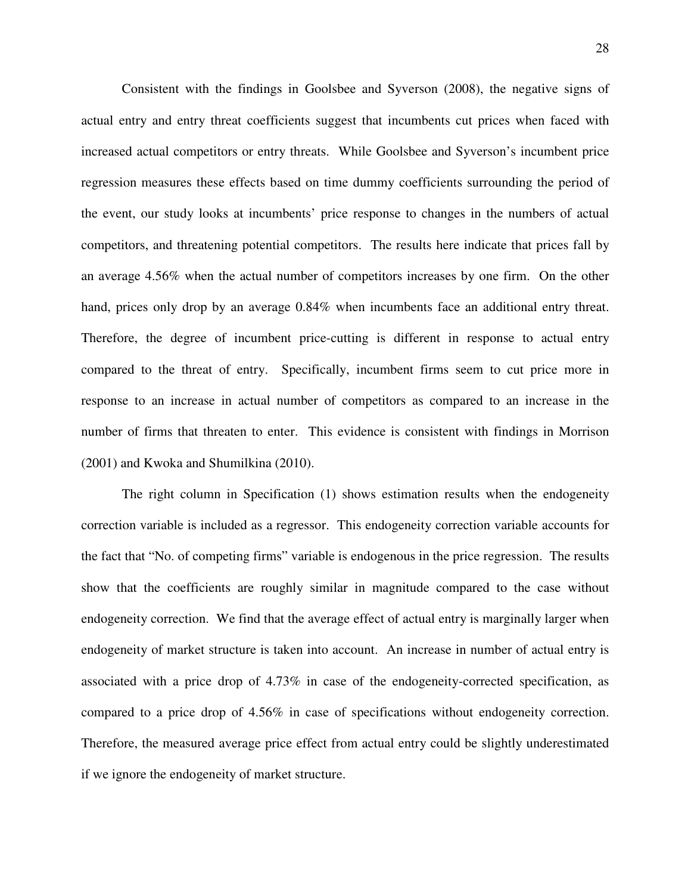Consistent with the findings in Goolsbee and Syverson (2008), the negative signs of actual entry and entry threat coefficients suggest that incumbents cut prices when faced with increased actual competitors or entry threats. While Goolsbee and Syverson's incumbent price regression measures these effects based on time dummy coefficients surrounding the period of the event, our study looks at incumbents' price response to changes in the numbers of actual competitors, and threatening potential competitors. The results here indicate that prices fall by an average 4.56% when the actual number of competitors increases by one firm. On the other hand, prices only drop by an average 0.84% when incumbents face an additional entry threat. Therefore, the degree of incumbent price-cutting is different in response to actual entry compared to the threat of entry. Specifically, incumbent firms seem to cut price more in response to an increase in actual number of competitors as compared to an increase in the number of firms that threaten to enter. This evidence is consistent with findings in Morrison (2001) and Kwoka and Shumilkina (2010).

The right column in Specification (1) shows estimation results when the endogeneity correction variable is included as a regressor. This endogeneity correction variable accounts for the fact that "No. of competing firms" variable is endogenous in the price regression. The results show that the coefficients are roughly similar in magnitude compared to the case without endogeneity correction. We find that the average effect of actual entry is marginally larger when endogeneity of market structure is taken into account. An increase in number of actual entry is associated with a price drop of 4.73% in case of the endogeneity-corrected specification, as compared to a price drop of 4.56% in case of specifications without endogeneity correction. Therefore, the measured average price effect from actual entry could be slightly underestimated if we ignore the endogeneity of market structure.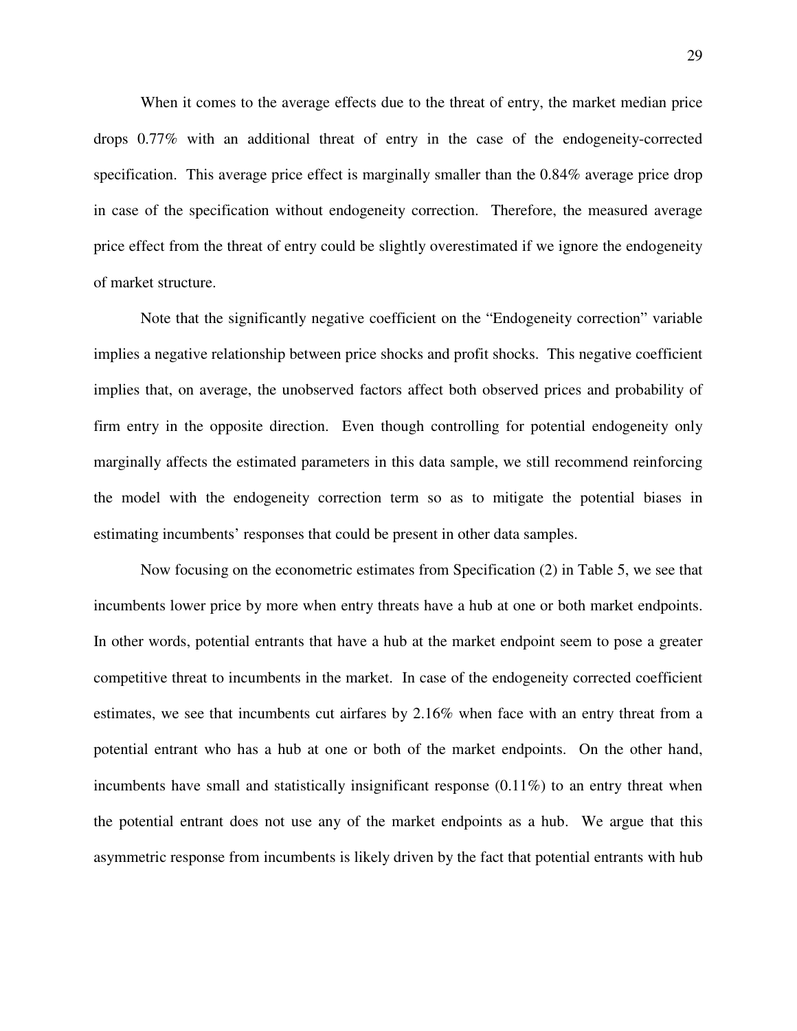When it comes to the average effects due to the threat of entry, the market median price drops 0.77% with an additional threat of entry in the case of the endogeneity-corrected specification. This average price effect is marginally smaller than the 0.84% average price drop in case of the specification without endogeneity correction. Therefore, the measured average price effect from the threat of entry could be slightly overestimated if we ignore the endogeneity of market structure.

Note that the significantly negative coefficient on the "Endogeneity correction" variable implies a negative relationship between price shocks and profit shocks. This negative coefficient implies that, on average, the unobserved factors affect both observed prices and probability of firm entry in the opposite direction. Even though controlling for potential endogeneity only marginally affects the estimated parameters in this data sample, we still recommend reinforcing the model with the endogeneity correction term so as to mitigate the potential biases in estimating incumbents' responses that could be present in other data samples.

Now focusing on the econometric estimates from Specification (2) in Table 5, we see that incumbents lower price by more when entry threats have a hub at one or both market endpoints. In other words, potential entrants that have a hub at the market endpoint seem to pose a greater competitive threat to incumbents in the market. In case of the endogeneity corrected coefficient estimates, we see that incumbents cut airfares by 2.16% when face with an entry threat from a potential entrant who has a hub at one or both of the market endpoints. On the other hand, incumbents have small and statistically insignificant response (0.11%) to an entry threat when the potential entrant does not use any of the market endpoints as a hub. We argue that this asymmetric response from incumbents is likely driven by the fact that potential entrants with hub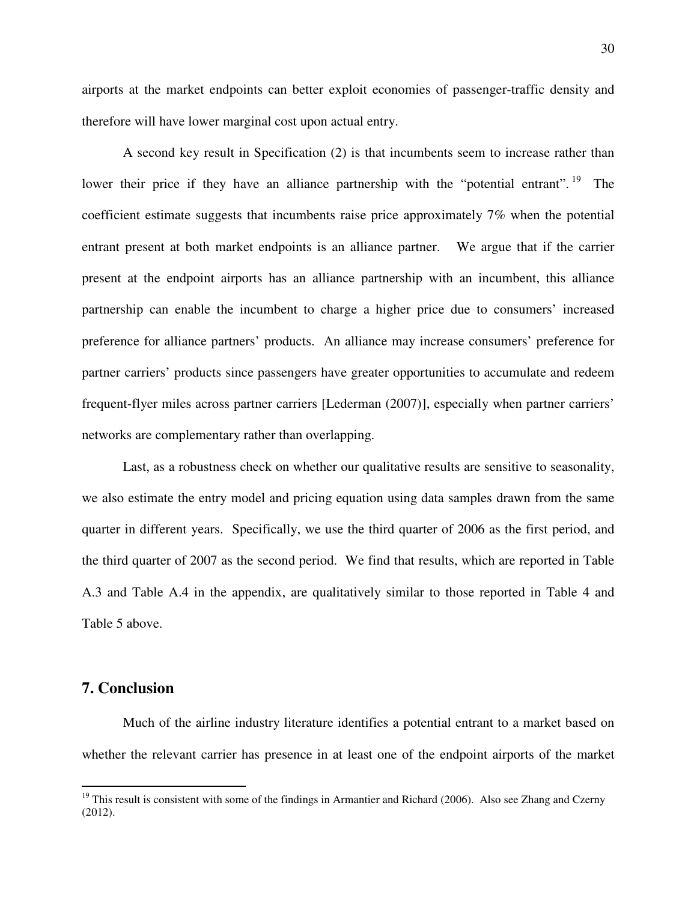airports at the market endpoints can better exploit economies of passenger-traffic density and therefore will have lower marginal cost upon actual entry.

A second key result in Specification (2) is that incumbents seem to increase rather than lower their price if they have an alliance partnership with the "potential entrant".[19] The coefficient estimate suggests that incumbents raise price approximately 7% when the potential entrant present at both market endpoints is an alliance partner. We argue that if the carrier present at the endpoint airports has an alliance partnership with an incumbent, this alliance partnership can enable the incumbent to charge a higher price due to consumers' increased preference for alliance partners' products. An alliance may increase consumers' preference for partner carriers' products since passengers have greater opportunities to accumulate and redeem frequent-flyer miles across partner carriers [Lederman (2007)], especially when partner carriers' networks are complementary rather than overlapping.

Last, as a robustness check on whether our qualitative results are sensitive to seasonality, we also estimate the entry model and pricing equation using data samples drawn from the same quarter in different years. Specifically, we use the third quarter of 2006 as the first period, and the third quarter of 2007 as the second period. We find that results, which are reported in Table A.3 and Table A.4 in the appendix, are qualitatively similar to those reported in Table 4 and Table 5 above.

## 7. Conclusion

Much of the airline industry literature identifies a potential entrant to a market based on whether the relevant carrier has presence in at least one of the endpoint airports of the market

[19] This result is consistent with some of the findings in Armantier and Richard (2006). Also see Zhang and Czerny (2012).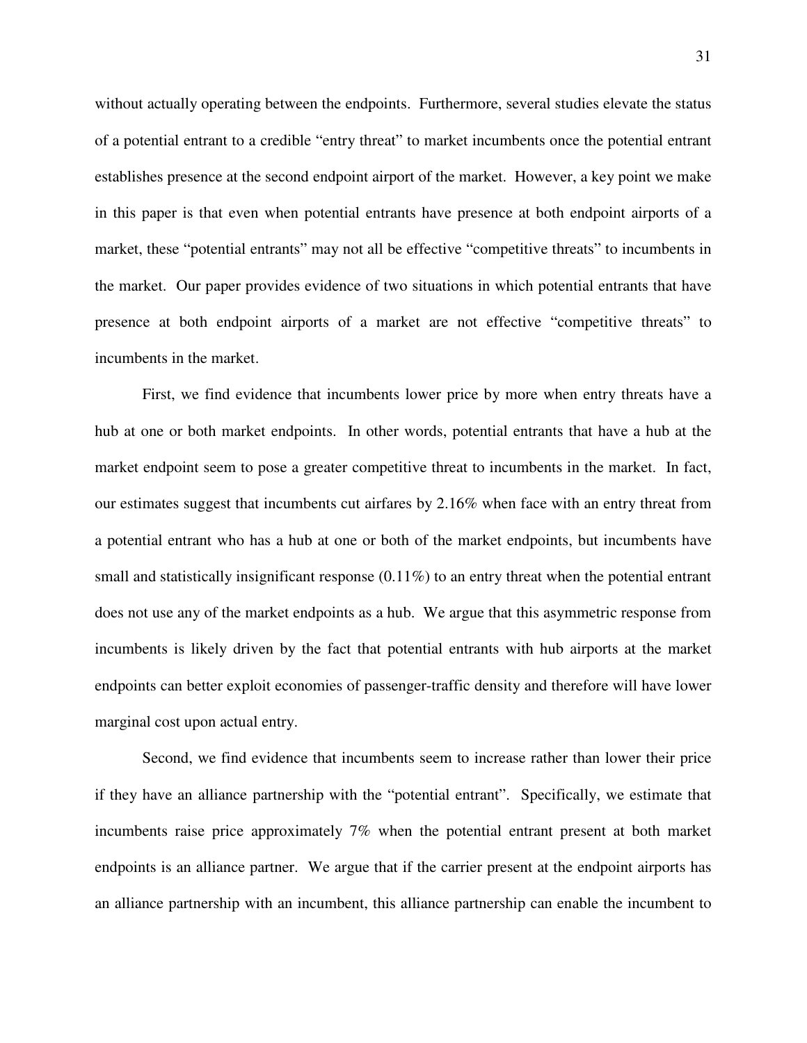without actually operating between the endpoints. Furthermore, several studies elevate the status of a potential entrant to a credible "entry threat" to market incumbents once the potential entrant establishes presence at the second endpoint airport of the market. However, a key point we make in this paper is that even when potential entrants have presence at both endpoint airports of a market, these "potential entrants" may not all be effective "competitive threats" to incumbents in the market. Our paper provides evidence of two situations in which potential entrants that have presence at both endpoint airports of a market are not effective "competitive threats" to incumbents in the market.

First, we find evidence that incumbents lower price by more when entry threats have a hub at one or both market endpoints. In other words, potential entrants that have a hub at the market endpoint seem to pose a greater competitive threat to incumbents in the market. In fact, our estimates suggest that incumbents cut airfares by 2.16% when face with an entry threat from a potential entrant who has a hub at one or both of the market endpoints, but incumbents have small and statistically insignificant response (0.11%) to an entry threat when the potential entrant does not use any of the market endpoints as a hub. We argue that this asymmetric response from incumbents is likely driven by the fact that potential entrants with hub airports at the market endpoints can better exploit economies of passenger-traffic density and therefore will have lower marginal cost upon actual entry.

Second, we find evidence that incumbents seem to increase rather than lower their price if they have an alliance partnership with the "potential entrant". Specifically, we estimate that incumbents raise price approximately 7% when the potential entrant present at both market endpoints is an alliance partner. We argue that if the carrier present at the endpoint airports has an alliance partnership with an incumbent, this alliance partnership can enable the incumbent to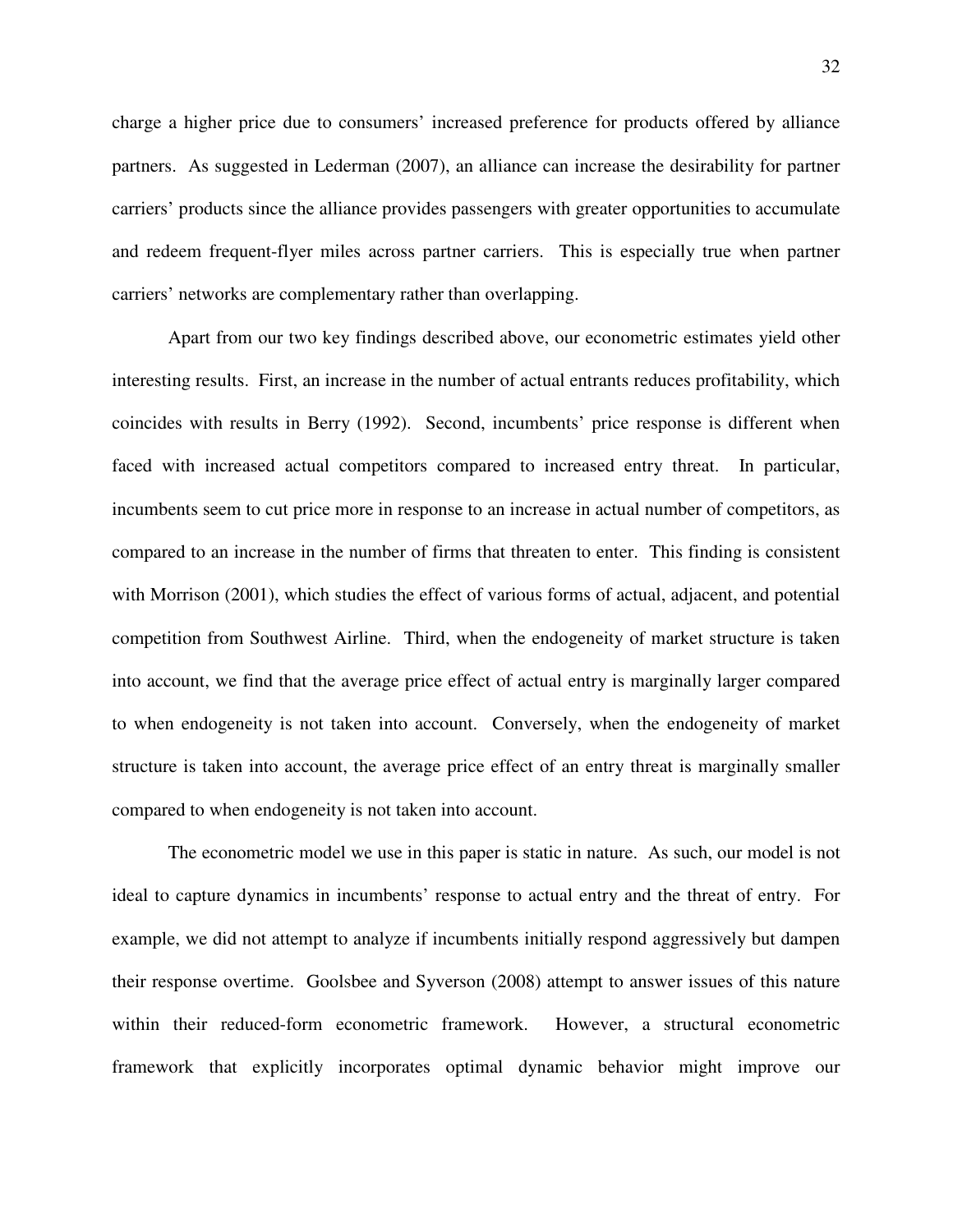charge a higher price due to consumers' increased preference for products offered by alliance partners. As suggested in Lederman (2007), an alliance can increase the desirability for partner carriers' products since the alliance provides passengers with greater opportunities to accumulate and redeem frequent-flyer miles across partner carriers. This is especially true when partner carriers' networks are complementary rather than overlapping.

Apart from our two key findings described above, our econometric estimates yield other interesting results. First, an increase in the number of actual entrants reduces profitability, which coincides with results in Berry (1992). Second, incumbents' price response is different when faced with increased actual competitors compared to increased entry threat. In particular, incumbents seem to cut price more in response to an increase in actual number of competitors, as compared to an increase in the number of firms that threaten to enter. This finding is consistent with Morrison (2001), which studies the effect of various forms of actual, adjacent, and potential competition from Southwest Airline. Third, when the endogeneity of market structure is taken into account, we find that the average price effect of actual entry is marginally larger compared to when endogeneity is not taken into account. Conversely, when the endogeneity of market structure is taken into account, the average price effect of an entry threat is marginally smaller compared to when endogeneity is not taken into account.

The econometric model we use in this paper is static in nature. As such, our model is not ideal to capture dynamics in incumbents' response to actual entry and the threat of entry. For example, we did not attempt to analyze if incumbents initially respond aggressively but dampen their response overtime. Goolsbee and Syverson (2008) attempt to answer issues of this nature within their reduced-form econometric framework. However, a structural econometric framework that explicitly incorporates optimal dynamic behavior might improve our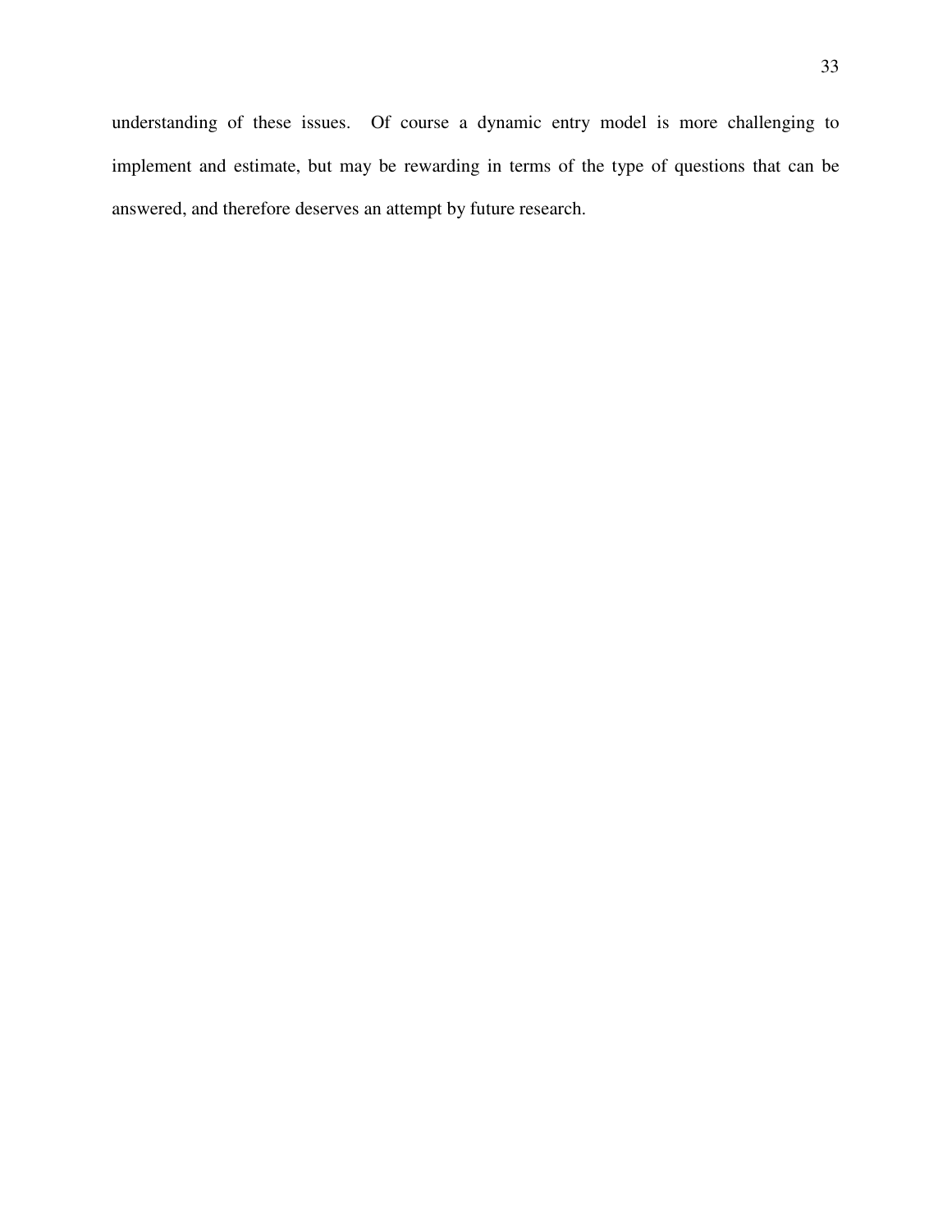understanding of these issues. Of course a dynamic entry model is more challenging to implement and estimate, but may be rewarding in terms of the type of questions that can be answered, and therefore deserves an attempt by future research.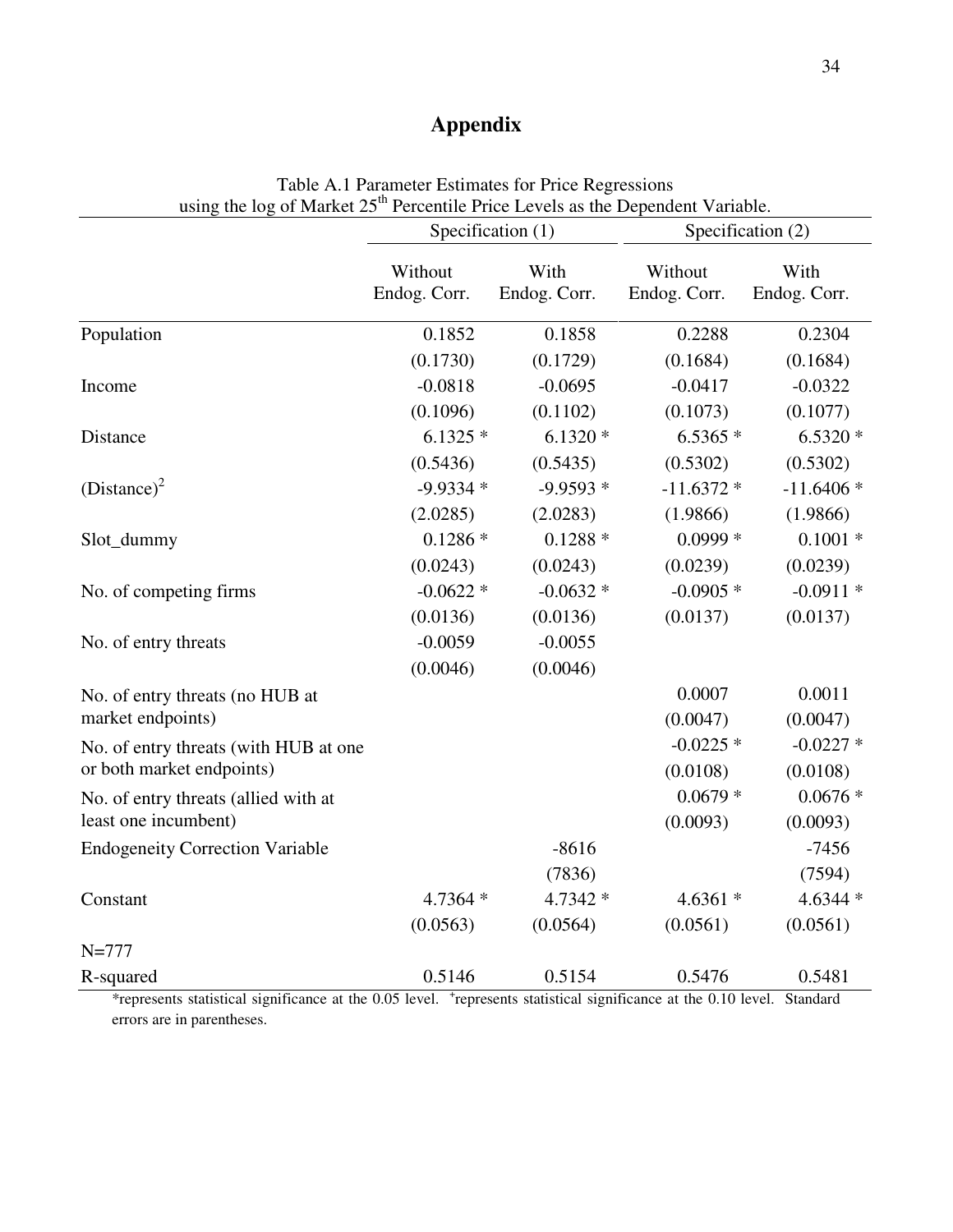# Appendix

Table A.1 Parameter Estimates for Price Regressions using the log of Market 25[th] Percentile Price Levels as the Dependent Variable.

| | Specification (1) | | Specification (2) | |
|---|---|---|---|---|
| | Without Endog. Corr. | With Endog. Corr. | Without Endog. Corr. | With Endog. Corr. |
| Population | 0.1852 | 0.1858 | 0.2288 | 0.2304 |
| | (0.1730) | (0.1729) | (0.1684) | (0.1684) |
| Income | -0.0818 | -0.0695 | -0.0417 | -0.0322 |
| | (0.1096) | (0.1102) | (0.1073) | (0.1077) |
| Distance | 6.1325 * | 6.1320 * | 6.5365 * | 6.5320 * |
| | (0.5436) | (0.5435) | (0.5302) | (0.5302) |
| $(\text{Distance})^2$ | -9.9334 * | -9.9593 * | -11.6372 * | -11.6406 * |
| | (2.0285) | (2.0283) | (1.9866) | (1.9866) |
| Slot_dummy | 0.1286 * | 0.1288 * | 0.0999 * | 0.1001 * |
| | (0.0243) | (0.0243) | (0.0239) | (0.0239) |
| No. of competing firms | -0.0622 * | -0.0632 * | -0.0905 * | -0.0911 * |
| | (0.0136) | (0.0136) | (0.0137) | (0.0137) |
| No. of entry threats | -0.0059 | -0.0055 | | |
| | (0.0046) | (0.0046) | | |
| No. of entry threats (no HUB at market endpoints) | | | 0.0007 | 0.0011 |
| | | | (0.0047) | (0.0047) |
| No. of entry threats (with HUB at one or both market endpoints) | | | -0.0225 * | -0.0227 * |
| | | | (0.0108) | (0.0108) |
| No. of entry threats (allied with at least one incumbent) | | | 0.0679 * | 0.0676 * |
| | | | (0.0093) | (0.0093) |
| Endogeneity Correction Variable | | -8616 | | -7456 |
| | | (7836) | | (7594) |
| Constant | 4.7364 * | 4.7342 * | 4.6361 * | 4.6344 * |
| | (0.0563) | (0.0564) | (0.0561) | (0.0561) |
| N=777 | | | | |
| R-squared | 0.5146 | 0.5154 | 0.5476 | 0.5481 |

*represents statistical significance at the 0.05 level. [+]represents statistical significance at the 0.10 level. Standard errors are in parentheses.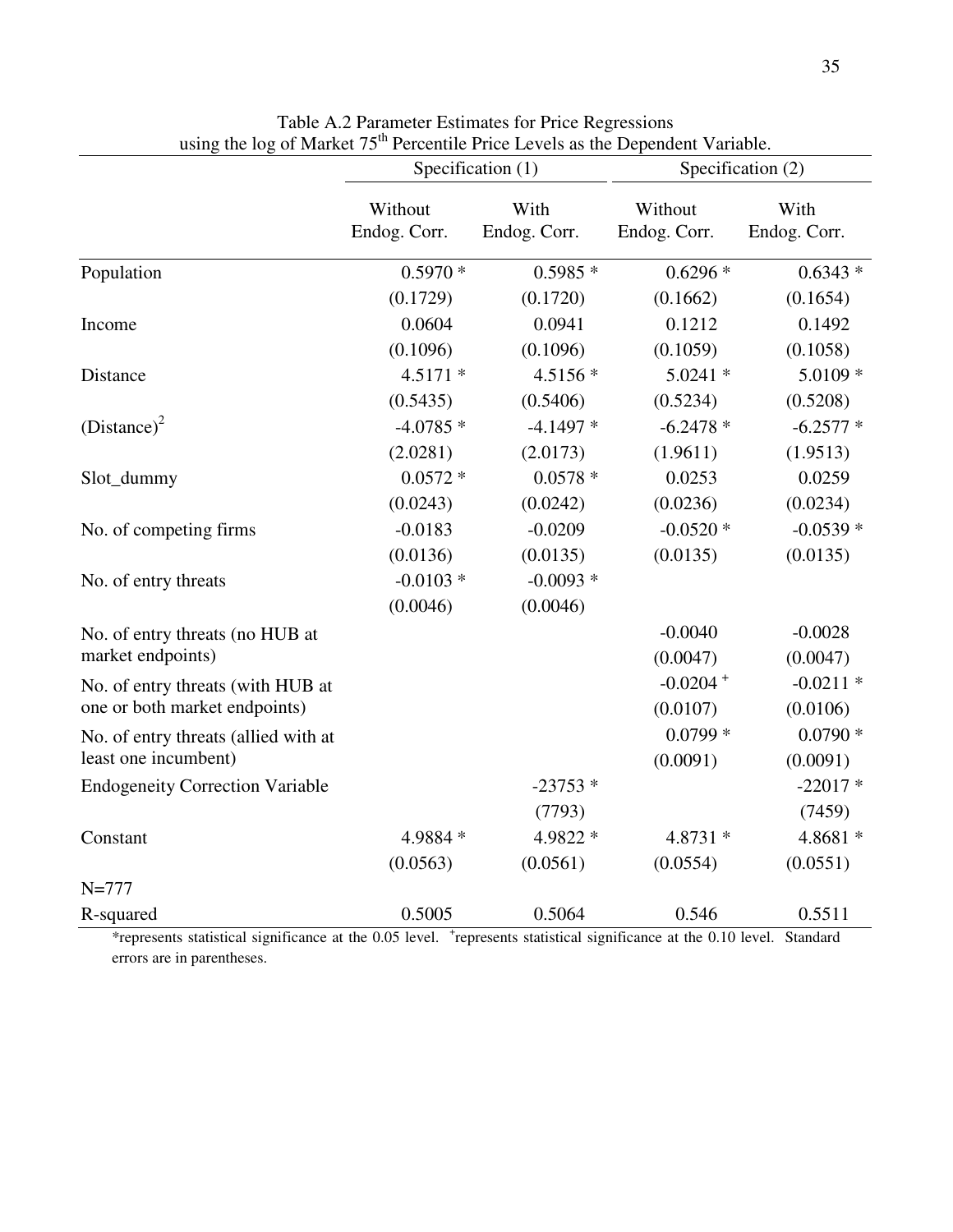Table A.2 Parameter Estimates for Price Regressions using the log of Market 75[th] Percentile Price Levels as the Dependent Variable.

| | Specification (1) | | Specification (2) | |
|---|---|---|---|---|
| | Without Endog. Corr. | With Endog. Corr. | Without Endog. Corr. | With Endog. Corr. |
| Population | 0.5970 * | 0.5985 * | 0.6296 * | 0.6343 * |
| | (0.1729) | (0.1720) | (0.1662) | (0.1654) |
| Income | 0.0604 | 0.0941 | 0.1212 | 0.1492 |
| | (0.1096) | (0.1096) | (0.1059) | (0.1058) |
| Distance | 4.5171 * | 4.5156 * | 5.0241 * | 5.0109 * |
| | (0.5435) | (0.5406) | (0.5234) | (0.5208) |
| $(\text{Distance})^2$ | -4.0785 * | -4.1497 * | -6.2478 * | -6.2577 * |
| | (2.0281) | (2.0173) | (1.9611) | (1.9513) |
| Slot_dummy | 0.0572 * | 0.0578 * | 0.0253 | 0.0259 |
| | (0.0243) | (0.0242) | (0.0236) | (0.0234) |
| No. of competing firms | -0.0183 | -0.0209 | -0.0520 * | -0.0539 * |
| | (0.0136) | (0.0135) | (0.0135) | (0.0135) |
| No. of entry threats | -0.0103 * | -0.0093 * | | |
| | (0.0046) | (0.0046) | | |
| No. of entry threats (no HUB at market endpoints) | | | -0.0040 | -0.0028 |
| | | | (0.0047) | (0.0047) |
| No. of entry threats (with HUB at one or both market endpoints) | | | -0.0204 + | -0.0211 * |
| | | | (0.0107) | (0.0106) |
| No. of entry threats (allied with at least one incumbent) | | | 0.0799 * | 0.0790 * |
| | | | (0.0091) | (0.0091) |
| Endogeneity Correction Variable | | -23753 * | | -22017 * |
| | | (7793) | | (7459) |
| Constant | 4.9884 * | 4.9822 * | 4.8731 * | 4.8681 * |
| | (0.0563) | (0.0561) | (0.0554) | (0.0551) |
| N=777 | | | | |
| R-squared | 0.5005 | 0.5064 | 0.546 | 0.5511 |

*represents statistical significance at the 0.05 level. +represents statistical significance at the 0.10 level. Standard errors are in parentheses.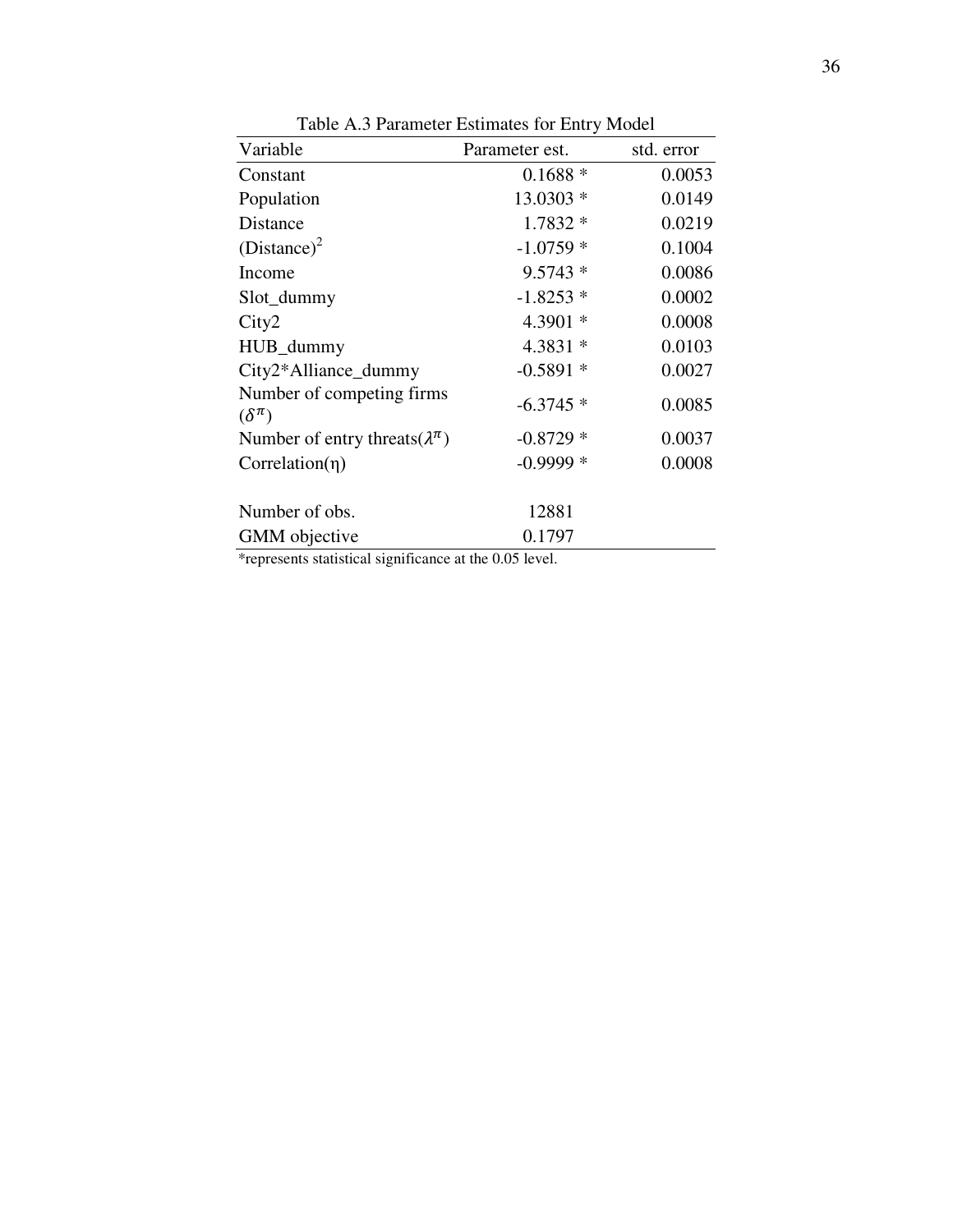Table A.3 Parameter Estimates for Entry Model

| Variable | Parameter est. | std. error |
|---|---|---|
| Constant | 0.1688 * | 0.0053 |
| Population | 13.0303 * | 0.0149 |
| Distance | 1.7832 * | 0.0219 |
| $(\text{Distance})^2$ | -1.0759 * | 0.1004 |
| Income | 9.5743 * | 0.0086 |
| Slot_dummy | -1.8253 * | 0.0002 |
| City2 | 4.3901 * | 0.0008 |
| HUB_dummy | 4.3831 * | 0.0103 |
| City2*Alliance_dummy | -0.5891 * | 0.0027 |
| Number of competing firms ($\delta^{\pi}$) | -6.3745 * | 0.0085 |
| Number of entry threats($\lambda^{\pi}$) | -0.8729 * | 0.0037 |
| Correlation($\eta$) | -0.9999 * | 0.0008 |
| | | |
| Number of obs. | 12881 | |
| GMM objective | 0.1797 | |

*represents statistical significance at the 0.05 level.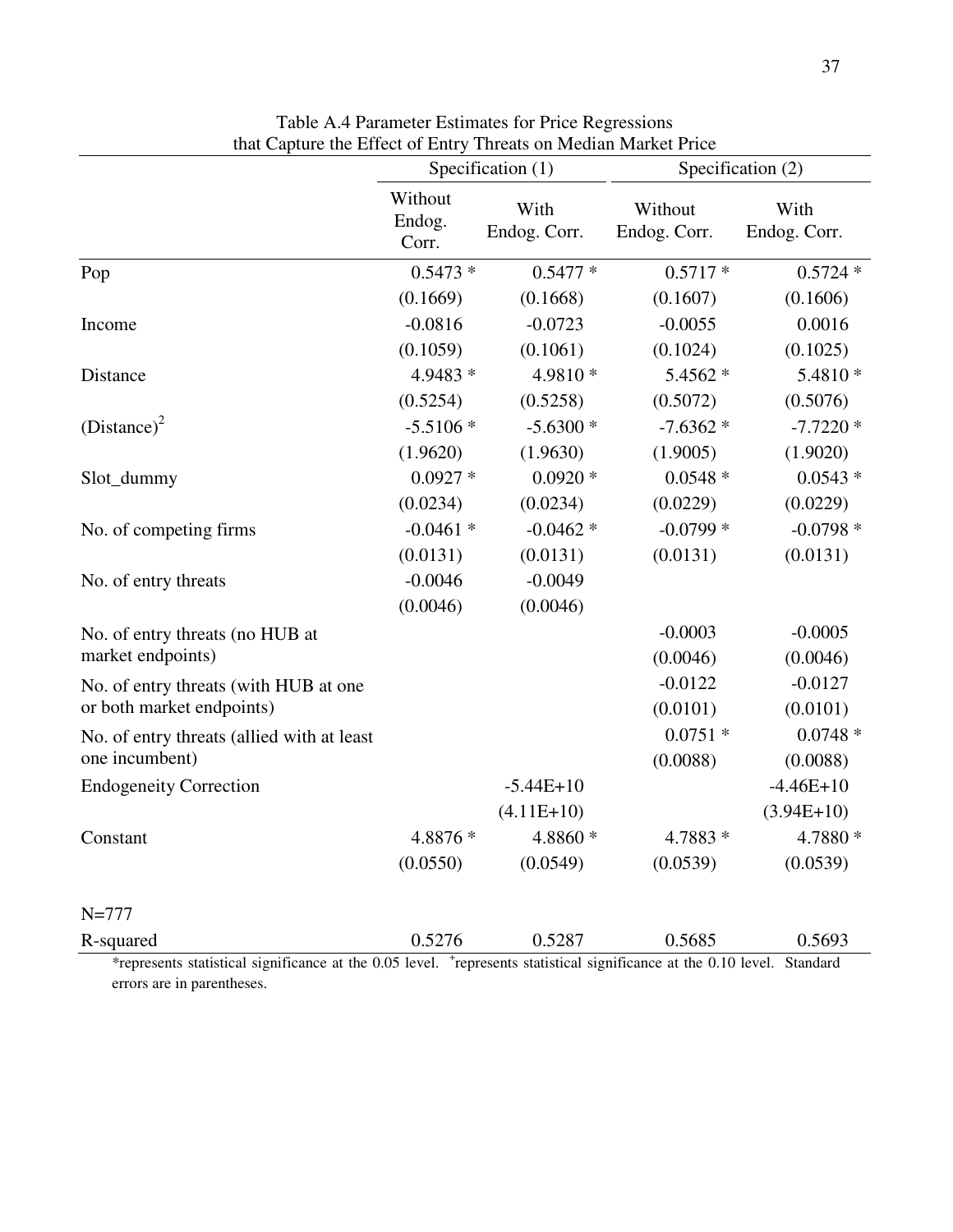Table A.4 Parameter Estimates for Price Regressions that Capture the Effect of Entry Threats on Median Market Price

| | Specification (1) | | Specification (2) | |
|---|---|---|---|---|
| | Without Endog. Corr. | With Endog. Corr. | Without Endog. Corr. | With Endog. Corr. |
| Pop | 0.5473 * | 0.5477 * | 0.5717 * | 0.5724 * |
| | (0.1669) | (0.1668) | (0.1607) | (0.1606) |
| Income | -0.0816 | -0.0723 | -0.0055 | 0.0016 |
| | (0.1059) | (0.1061) | (0.1024) | (0.1025) |
| Distance | 4.9483 * | 4.9810 * | 5.4562 * | 5.4810 * |
| | (0.5254) | (0.5258) | (0.5072) | (0.5076) |
| $(\text{Distance})^2$ | -5.5106 * | -5.6300 * | -7.6362 * | -7.7220 * |
| | (1.9620) | (1.9630) | (1.9005) | (1.9020) |
| Slot_dummy | 0.0927 * | 0.0920 * | 0.0548 * | 0.0543 * |
| | (0.0234) | (0.0234) | (0.0229) | (0.0229) |
| No. of competing firms | -0.0461 * | -0.0462 * | -0.0799 * | -0.0798 * |
| | (0.0131) | (0.0131) | (0.0131) | (0.0131) |
| No. of entry threats | -0.0046 | -0.0049 | | |
| | (0.0046) | (0.0046) | | |
| No. of entry threats (no HUB at market endpoints) | | | -0.0003 | -0.0005 |
| | | | (0.0046) | (0.0046) |
| No. of entry threats (with HUB at one or both market endpoints) | | | -0.0122 | -0.0127 |
| | | | (0.0101) | (0.0101) |
| No. of entry threats (allied with at least one incumbent) | | | 0.0751 * | 0.0748 * |
| | | | (0.0088) | (0.0088) |
| Endogeneity Correction | | -5.44E+10 | | -4.46E+10 |
| | | (4.11E+10) | | (3.94E+10) |
| Constant | 4.8876 * | 4.8860 * | 4.7883 * | 4.7880 * |
| | (0.0550) | (0.0549) | (0.0539) | (0.0539) |
| N=777 | | | | |
| R-squared | 0.5276 | 0.5287 | 0.5685 | 0.5693 |

*represents statistical significance at the 0.05 level. $^{+}$represents statistical significance at the 0.10 level. Standard errors are in parentheses.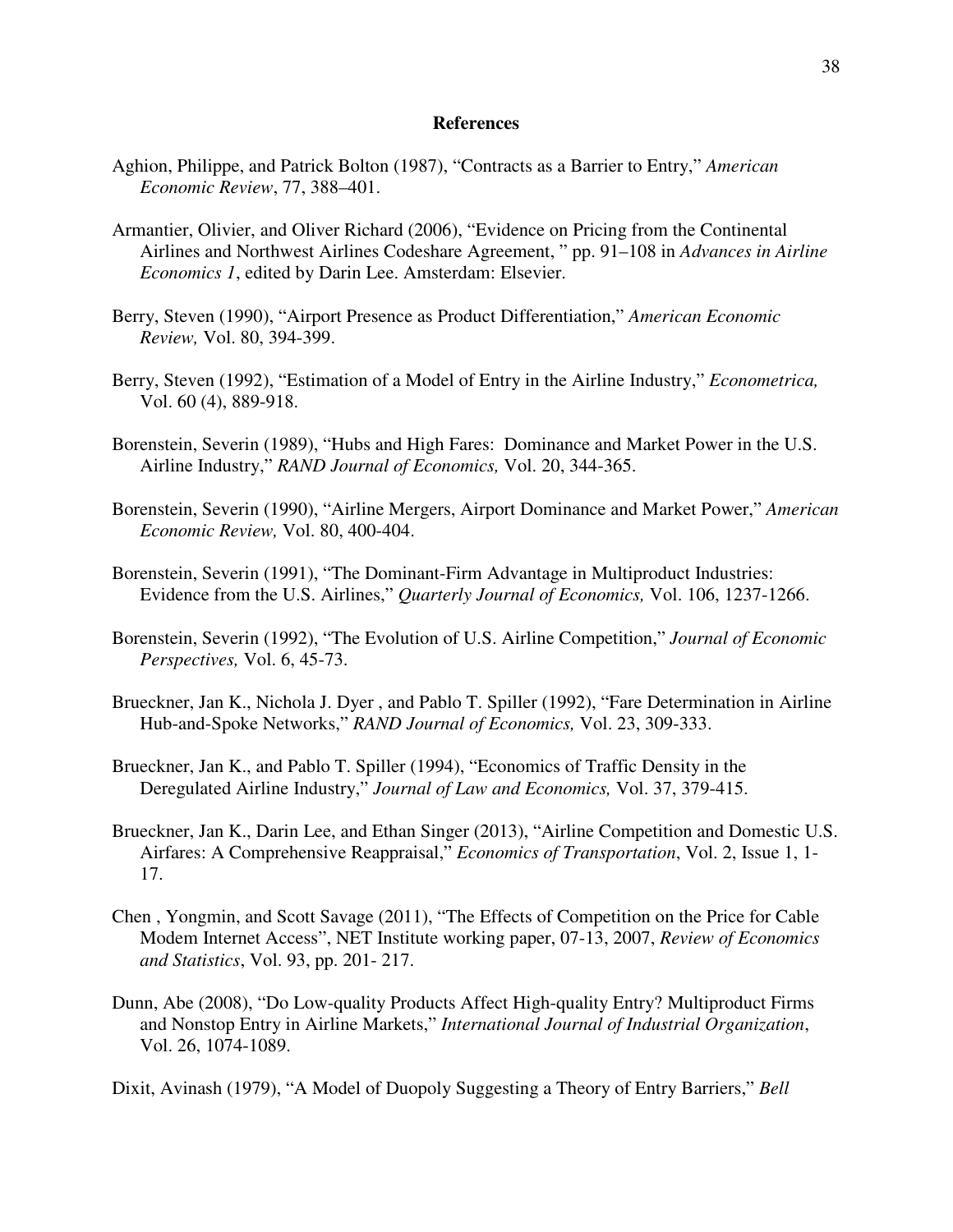## References

Aghion, Philippe, and Patrick Bolton (1987), "Contracts as a Barrier to Entry," *American Economic Review*, 77, 388–401.

Armantier, Olivier, and Oliver Richard (2006), "Evidence on Pricing from the Continental Airlines and Northwest Airlines Codeshare Agreement, " pp. 91–108 in *Advances in Airline Economics 1*, edited by Darin Lee. Amsterdam: Elsevier.

Berry, Steven (1990), "Airport Presence as Product Differentiation," *American Economic Review,* Vol. 80, 394-399.

Berry, Steven (1992), "Estimation of a Model of Entry in the Airline Industry," *Econometrica,* Vol. 60 (4), 889-918.

Borenstein, Severin (1989), "Hubs and High Fares: Dominance and Market Power in the U.S. Airline Industry," *RAND Journal of Economics,* Vol. 20, 344-365.

Borenstein, Severin (1990), "Airline Mergers, Airport Dominance and Market Power," *American Economic Review,* Vol. 80, 400-404.

Borenstein, Severin (1991), "The Dominant-Firm Advantage in Multiproduct Industries: Evidence from the U.S. Airlines," *Quarterly Journal of Economics,* Vol. 106, 1237-1266.

Borenstein, Severin (1992), "The Evolution of U.S. Airline Competition," *Journal of Economic Perspectives,* Vol. 6, 45-73.

Brueckner, Jan K., Nichola J. Dyer , and Pablo T. Spiller (1992), "Fare Determination in Airline Hub-and-Spoke Networks," *RAND Journal of Economics,* Vol. 23, 309-333.

Brueckner, Jan K., and Pablo T. Spiller (1994), "Economics of Traffic Density in the Deregulated Airline Industry," *Journal of Law and Economics,* Vol. 37, 379-415.

Brueckner, Jan K., Darin Lee, and Ethan Singer (2013), "Airline Competition and Domestic U.S. Airfares: A Comprehensive Reappraisal," *Economics of Transportation*, Vol. 2, Issue 1, 1-17.

Chen , Yongmin, and Scott Savage (2011), "The Effects of Competition on the Price for Cable Modem Internet Access", NET Institute working paper, 07-13, 2007, *Review of Economics and Statistics*, Vol. 93, pp. 201- 217.

Dunn, Abe (2008), "Do Low-quality Products Affect High-quality Entry? Multiproduct Firms and Nonstop Entry in Airline Markets," *International Journal of Industrial Organization*, Vol. 26, 1074-1089.

Dixit, Avinash (1979), "A Model of Duopoly Suggesting a Theory of Entry Barriers," *Bell*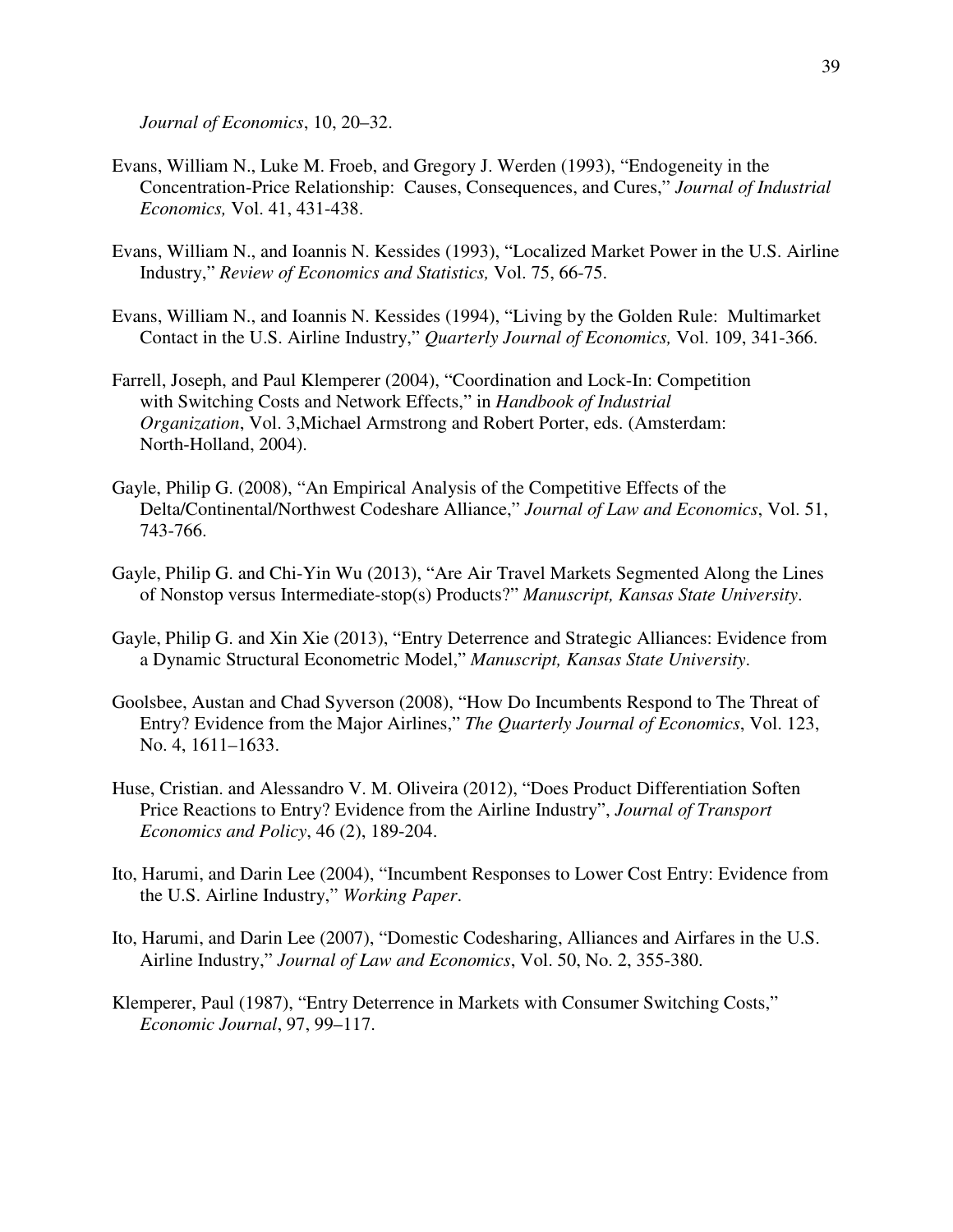*Journal of Economics*, 10, 20–32.

Evans, William N., Luke M. Froeb, and Gregory J. Werden (1993), "Endogeneity in the Concentration-Price Relationship: Causes, Consequences, and Cures," *Journal of Industrial Economics,* Vol. 41, 431-438.

Evans, William N., and Ioannis N. Kessides (1993), "Localized Market Power in the U.S. Airline Industry," *Review of Economics and Statistics,* Vol. 75, 66-75.

Evans, William N., and Ioannis N. Kessides (1994), "Living by the Golden Rule: Multimarket Contact in the U.S. Airline Industry," *Quarterly Journal of Economics,* Vol. 109, 341-366.

Farrell, Joseph, and Paul Klemperer (2004), "Coordination and Lock-In: Competition with Switching Costs and Network Effects," in *Handbook of Industrial Organization*, Vol. 3,Michael Armstrong and Robert Porter, eds. (Amsterdam: North-Holland, 2004).

Gayle, Philip G. (2008), "An Empirical Analysis of the Competitive Effects of the Delta/Continental/Northwest Codeshare Alliance," *Journal of Law and Economics*, Vol. 51, 743-766.

Gayle, Philip G. and Chi-Yin Wu (2013), "Are Air Travel Markets Segmented Along the Lines of Nonstop versus Intermediate-stop(s) Products?" *Manuscript, Kansas State University*.

Gayle, Philip G. and Xin Xie (2013), "Entry Deterrence and Strategic Alliances: Evidence from a Dynamic Structural Econometric Model," *Manuscript, Kansas State University*.

Goolsbee, Austan and Chad Syverson (2008), "How Do Incumbents Respond to The Threat of Entry? Evidence from the Major Airlines," *The Quarterly Journal of Economics*, Vol. 123, No. 4, 1611–1633.

Huse, Cristian. and Alessandro V. M. Oliveira (2012), "Does Product Differentiation Soften Price Reactions to Entry? Evidence from the Airline Industry", *Journal of Transport Economics and Policy*, 46 (2), 189-204.

Ito, Harumi, and Darin Lee (2004), "Incumbent Responses to Lower Cost Entry: Evidence from the U.S. Airline Industry," *Working Paper*.

Ito, Harumi, and Darin Lee (2007), "Domestic Codesharing, Alliances and Airfares in the U.S. Airline Industry," *Journal of Law and Economics*, Vol. 50, No. 2, 355-380.

Klemperer, Paul (1987), "Entry Deterrence in Markets with Consumer Switching Costs," *Economic Journal*, 97, 99–117.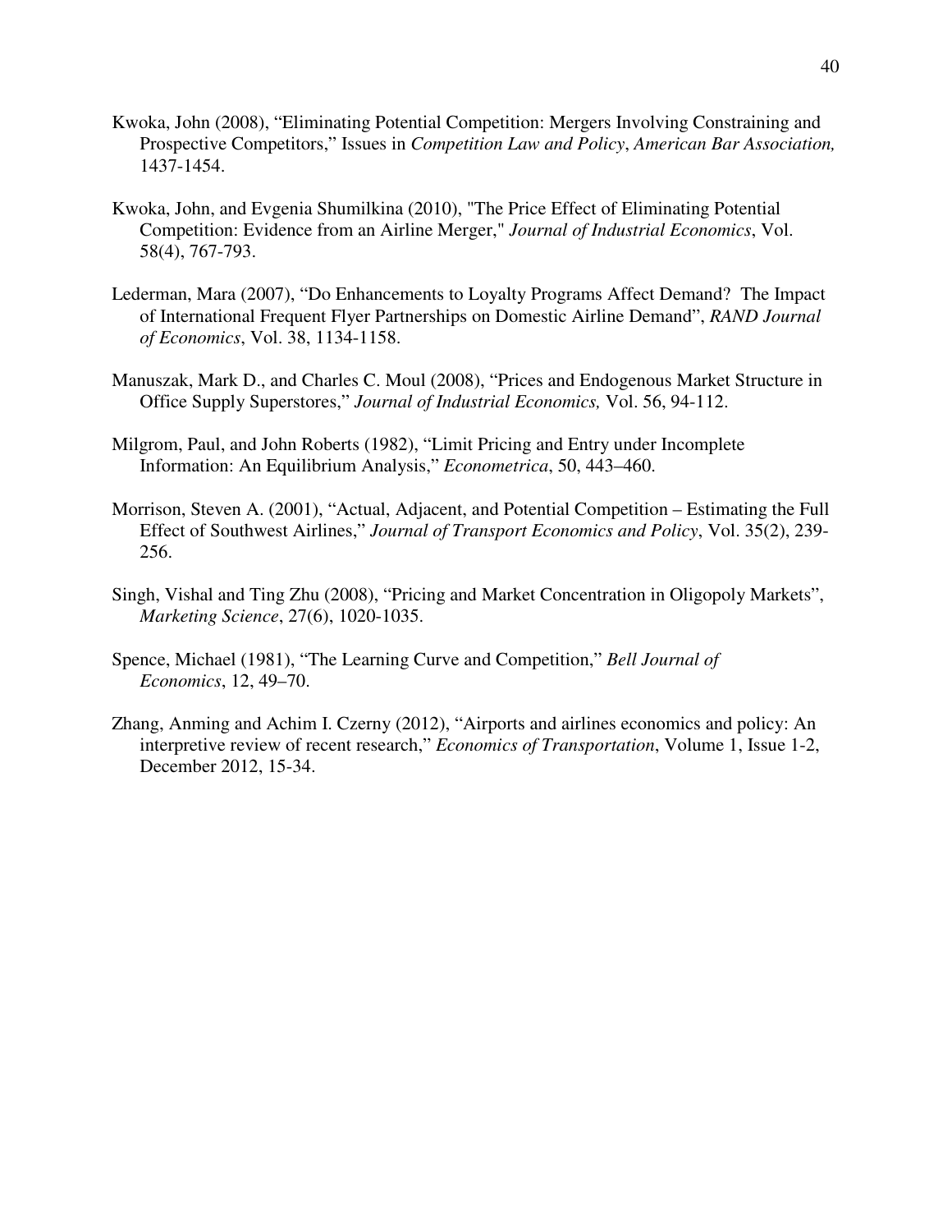Kwoka, John (2008), “Eliminating Potential Competition: Mergers Involving Constraining and Prospective Competitors,” Issues in *Competition Law and Policy*, *American Bar Association,* 1437-1454.

Kwoka, John, and Evgenia Shumilkina (2010), "The Price Effect of Eliminating Potential Competition: Evidence from an Airline Merger," *Journal of Industrial Economics*, Vol. 58(4), 767-793.

Lederman, Mara (2007), “Do Enhancements to Loyalty Programs Affect Demand? The Impact of International Frequent Flyer Partnerships on Domestic Airline Demand”, *RAND Journal of Economics*, Vol. 38, 1134-1158.

Manuszak, Mark D., and Charles C. Moul (2008), “Prices and Endogenous Market Structure in Office Supply Superstores,” *Journal of Industrial Economics,* Vol. 56, 94-112.

Milgrom, Paul, and John Roberts (1982), “Limit Pricing and Entry under Incomplete Information: An Equilibrium Analysis,” *Econometrica*, 50, 443–460.

Morrison, Steven A. (2001), “Actual, Adjacent, and Potential Competition – Estimating the Full Effect of Southwest Airlines,” *Journal of Transport Economics and Policy*, Vol. 35(2), 239-256.

Singh, Vishal and Ting Zhu (2008), “Pricing and Market Concentration in Oligopoly Markets”, *Marketing Science*, 27(6), 1020-1035.

Spence, Michael (1981), “The Learning Curve and Competition,” *Bell Journal of Economics*, 12, 49–70.

Zhang, Anming and Achim I. Czerny (2012), “Airports and airlines economics and policy: An interpretive review of recent research,” *Economics of Transportation*, Volume 1, Issue 1-2, December 2012, 15-34.